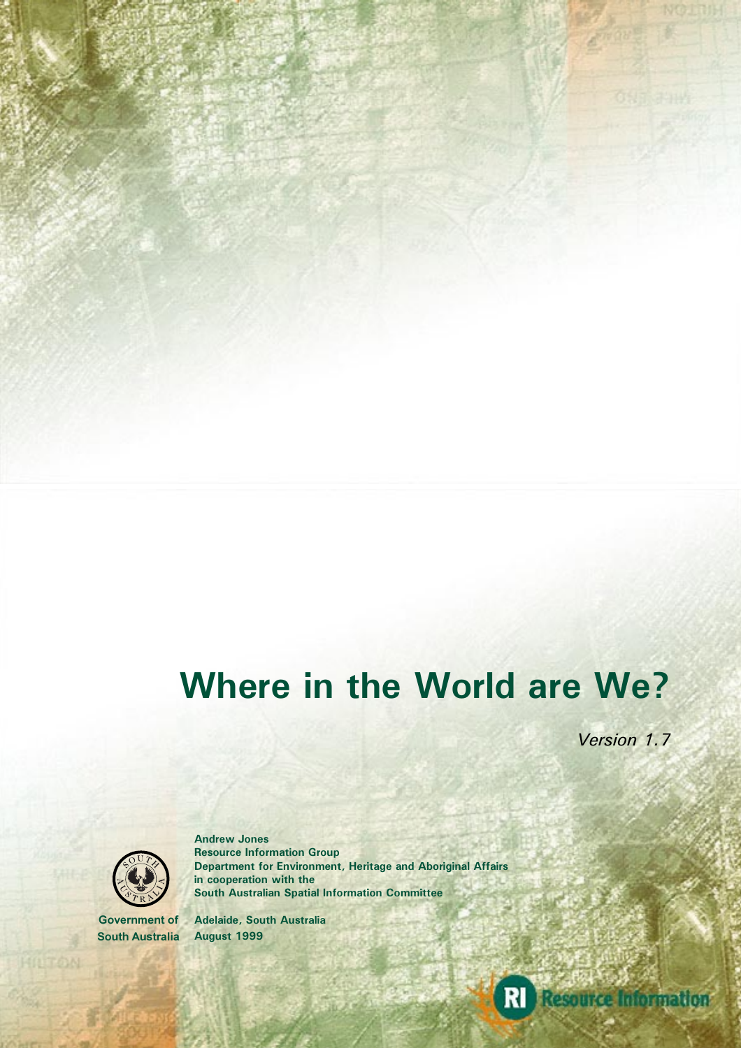# Where in the World are We?

*Version 1.7*

**Andrew Jones**
**Resource Information Group**
**Department for Environment, Heritage and Aboriginal Affairs**
**in cooperation with the**
**South Australian Spatial Information Committee**

**Government of South Australia**

**Adelaide, South Australia**
**August 1999**

**RI Resource Information**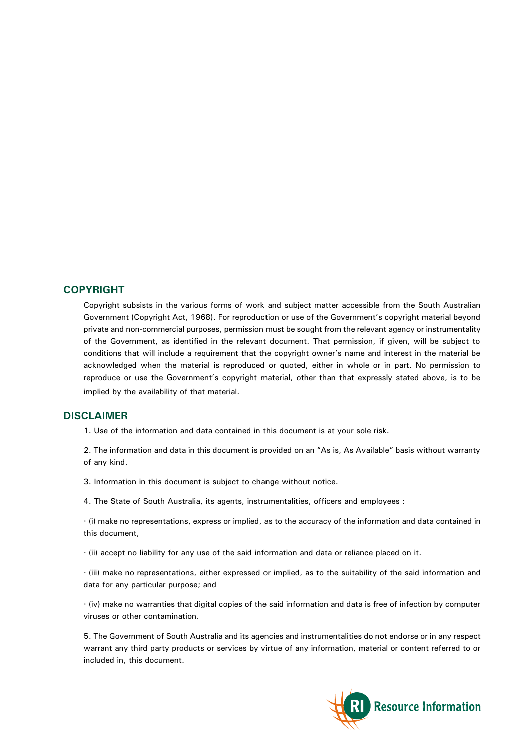## COPYRIGHT

Copyright subsists in the various forms of work and subject matter accessible from the South Australian Government (Copyright Act, 1968). For reproduction or use of the Government's copyright material beyond private and non-commercial purposes, permission must be sought from the relevant agency or instrumentality of the Government, as identified in the relevant document. That permission, if given, will be subject to conditions that will include a requirement that the copyright owner's name and interest in the material be acknowledged when the material is reproduced or quoted, either in whole or in part. No permission to reproduce or use the Government's copyright material, other than that expressly stated above, is to be implied by the availability of that material.

## DISCLAIMER

1. Use of the information and data contained in this document is at your sole risk.

2. The information and data in this document is provided on an "As is, As Available" basis without warranty of any kind.

3. Information in this document is subject to change without notice.

4. The State of South Australia, its agents, instrumentalities, officers and employees :

· (i) make no representations, express or implied, as to the accuracy of the information and data contained in this document,

· (ii) accept no liability for any use of the said information and data or reliance placed on it.

· (iii) make no representations, either expressed or implied, as to the suitability of the said information and data for any particular purpose; and

· (iv) make no warranties that digital copies of the said information and data is free of infection by computer viruses or other contamination.

5. The Government of South Australia and its agencies and instrumentalities do not endorse or in any respect warrant any third party products or services by virtue of any information, material or content referred to or included in, this document.

RI Resource Information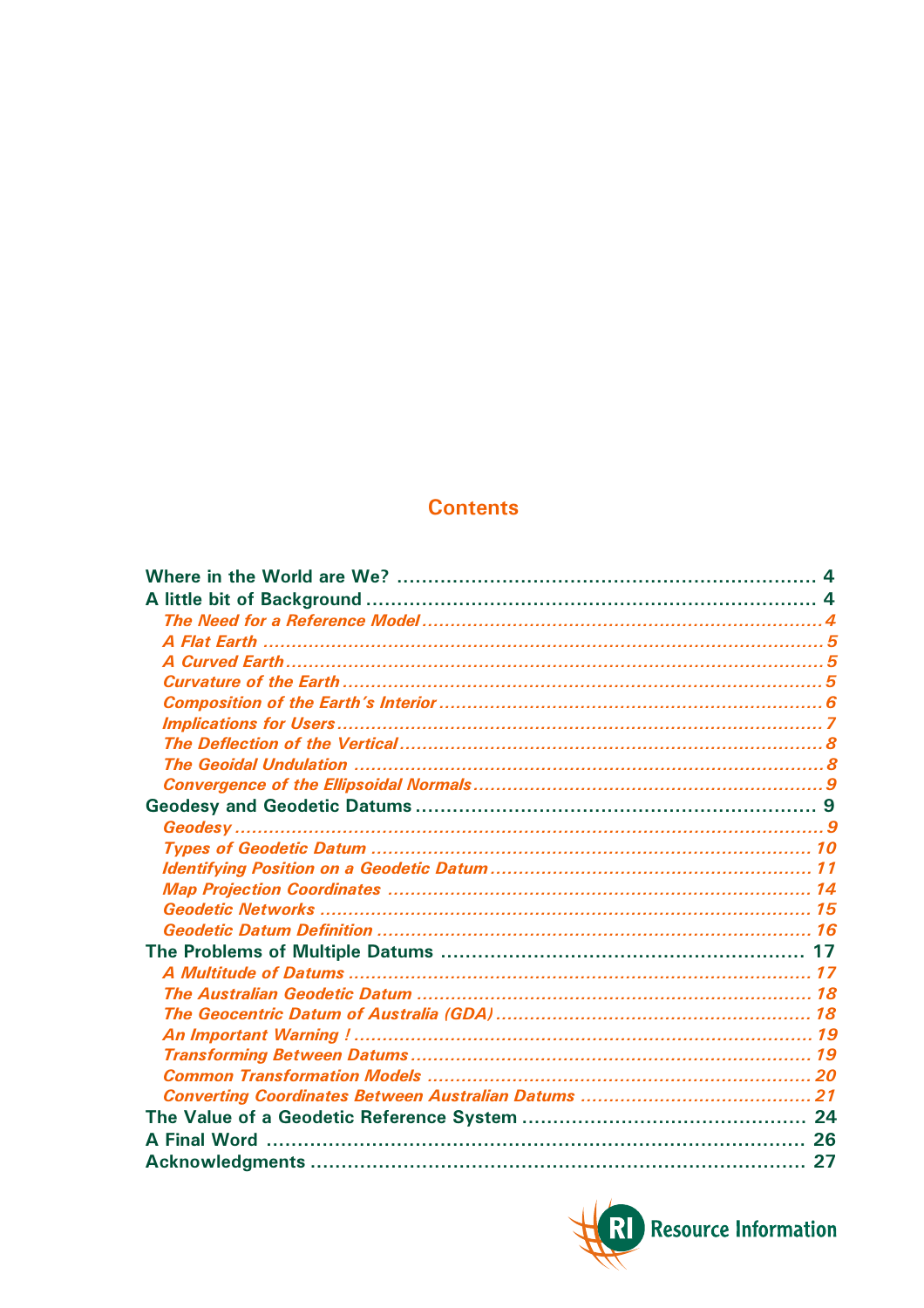## Contents

**Where in the World are We?** .......... 4

**A little bit of Background** .......... 4

- *The Need for a Reference Model* .......... 4
- *A Flat Earth* .......... 5
- *A Curved Earth* .......... 5
- *Curvature of the Earth* .......... 5
- *Composition of the Earth's Interior* .......... 6
- *Implications for Users* .......... 7
- *The Deflection of the Vertical* .......... 8
- *The Geoidal Undulation* .......... 8
- *Convergence of the Ellipsoidal Normals* .......... 9

**Geodesy and Geodetic Datums** .......... 9

- *Geodesy* .......... 9
- *Types of Geodetic Datum* .......... 10
- *Identifying Position on a Geodetic Datum* .......... 11
- *Map Projection Coordinates* .......... 14
- *Geodetic Networks* .......... 15
- *Geodetic Datum Definition* .......... 16

**The Problems of Multiple Datums** .......... 17

- *A Multitude of Datums* .......... 17
- *The Australian Geodetic Datum* .......... 18
- *The Geocentric Datum of Australia (GDA)* .......... 18
- *An Important Warning !* .......... 19
- *Transforming Between Datums* .......... 19
- *Common Transformation Models* .......... 20
- *Converting Coordinates Between Australian Datums* .......... 21

**The Value of a Geodetic Reference System** .......... 24

**A Final Word** .......... 26

**Acknowledgments** .......... 27

RI Resource Information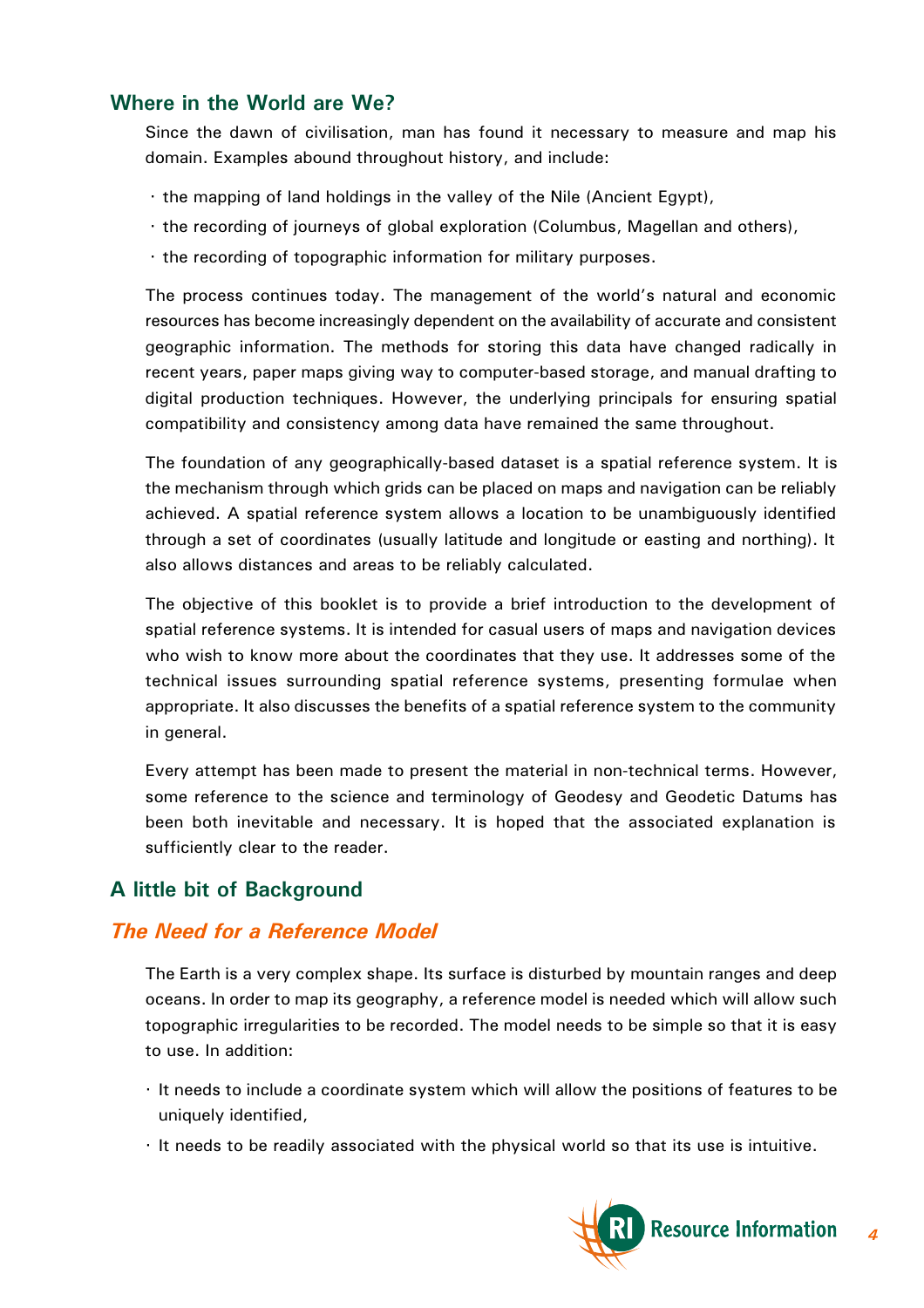## Where in the World are We?

Since the dawn of civilisation, man has found it necessary to measure and map his domain. Examples abound throughout history, and include:

- the mapping of land holdings in the valley of the Nile (Ancient Egypt),
- the recording of journeys of global exploration (Columbus, Magellan and others),
- the recording of topographic information for military purposes.

The process continues today. The management of the world's natural and economic resources has become increasingly dependent on the availability of accurate and consistent geographic information. The methods for storing this data have changed radically in recent years, paper maps giving way to computer-based storage, and manual drafting to digital production techniques. However, the underlying principals for ensuring spatial compatibility and consistency among data have remained the same throughout.

The foundation of any geographically-based dataset is a spatial reference system. It is the mechanism through which grids can be placed on maps and navigation can be reliably achieved. A spatial reference system allows a location to be unambiguously identified through a set of coordinates (usually latitude and longitude or easting and northing). It also allows distances and areas to be reliably calculated.

The objective of this booklet is to provide a brief introduction to the development of spatial reference systems. It is intended for casual users of maps and navigation devices who wish to know more about the coordinates that they use. It addresses some of the technical issues surrounding spatial reference systems, presenting formulae when appropriate. It also discusses the benefits of a spatial reference system to the community in general.

Every attempt has been made to present the material in non-technical terms. However, some reference to the science and terminology of Geodesy and Geodetic Datums has been both inevitable and necessary. It is hoped that the associated explanation is sufficiently clear to the reader.

## A little bit of Background

### *The Need for a Reference Model*

The Earth is a very complex shape. Its surface is disturbed by mountain ranges and deep oceans. In order to map its geography, a reference model is needed which will allow such topographic irregularities to be recorded. The model needs to be simple so that it is easy to use. In addition:

- It needs to include a coordinate system which will allow the positions of features to be uniquely identified,
- It needs to be readily associated with the physical world so that its use is intuitive.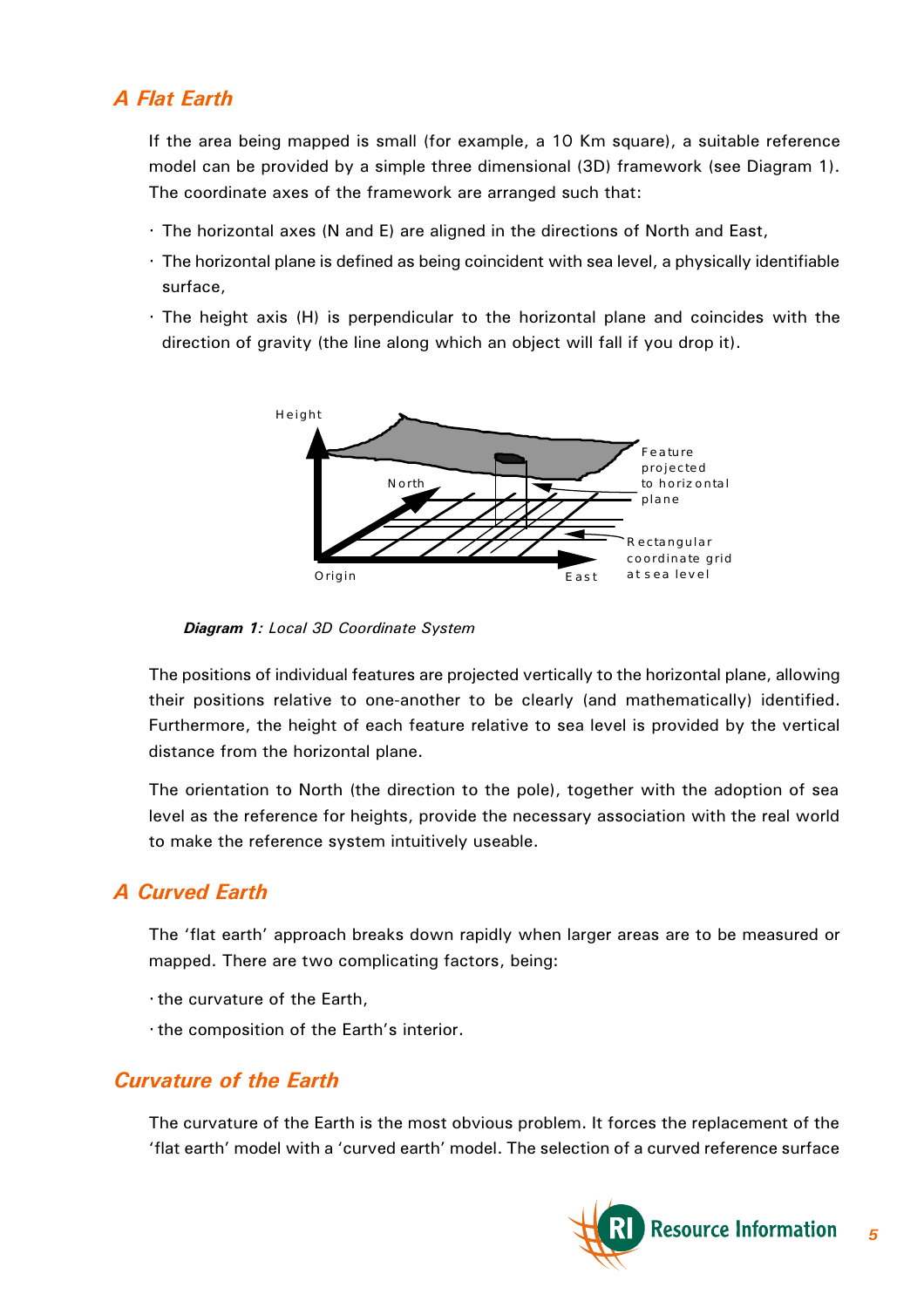## A Flat Earth

If the area being mapped is small (for example, a 10 Km square), a suitable reference model can be provided by a simple three dimensional (3D) framework (see Diagram 1). The coordinate axes of the framework are arranged such that:

- The horizontal axes (N and E) are aligned in the directions of North and East,
- The horizontal plane is defined as being coincident with sea level, a physically identifiable surface,
- The height axis (H) is perpendicular to the horizontal plane and coincides with the direction of gravity (the line along which an object will fall if you drop it).

***Diagram 1:*** *Local 3D Coordinate System*

The positions of individual features are projected vertically to the horizontal plane, allowing their positions relative to one-another to be clearly (and mathematically) identified. Furthermore, the height of each feature relative to sea level is provided by the vertical distance from the horizontal plane.

The orientation to North (the direction to the pole), together with the adoption of sea level as the reference for heights, provide the necessary association with the real world to make the reference system intuitively useable.

## A Curved Earth

The 'flat earth' approach breaks down rapidly when larger areas are to be measured or mapped. There are two complicating factors, being:

- the curvature of the Earth,
- the composition of the Earth's interior.

## Curvature of the Earth

The curvature of the Earth is the most obvious problem. It forces the replacement of the 'flat earth' model with a 'curved earth' model. The selection of a curved reference surface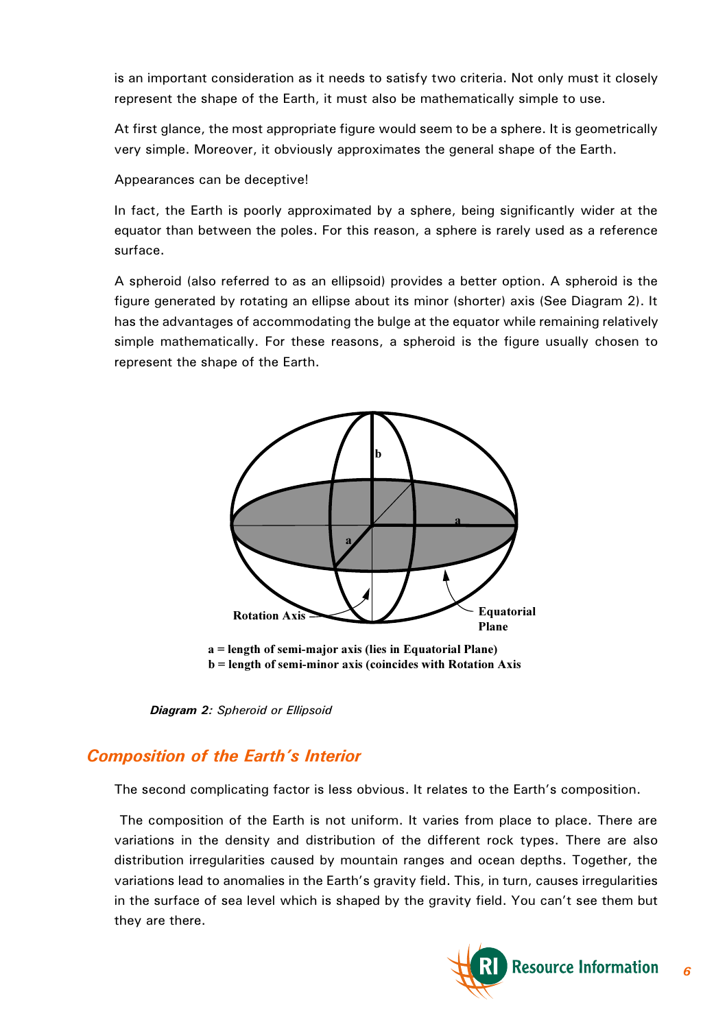is an important consideration as it needs to satisfy two criteria. Not only must it closely represent the shape of the Earth, it must also be mathematically simple to use.

At first glance, the most appropriate figure would seem to be a sphere. It is geometrically very simple. Moreover, it obviously approximates the general shape of the Earth.

Appearances can be deceptive!

In fact, the Earth is poorly approximated by a sphere, being significantly wider at the equator than between the poles. For this reason, a sphere is rarely used as a reference surface.

A spheroid (also referred to as an ellipsoid) provides a better option. A spheroid is the figure generated by rotating an ellipse about its minor (shorter) axis (See Diagram 2). It has the advantages of accommodating the bulge at the equator while remaining relatively simple mathematically. For these reasons, a spheroid is the figure usually chosen to represent the shape of the Earth.

**a = length of semi-major axis (lies in Equatorial Plane)**
**b = length of semi-minor axis (coincides with Rotation Axis**

***Diagram 2:*** *Spheroid or Ellipsoid*

## *Composition of the Earth's Interior*

The second complicating factor is less obvious. It relates to the Earth's composition.

The composition of the Earth is not uniform. It varies from place to place. There are variations in the density and distribution of the different rock types. There are also distribution irregularities caused by mountain ranges and ocean depths. Together, the variations lead to anomalies in the Earth's gravity field. This, in turn, causes irregularities in the surface of sea level which is shaped by the gravity field. You can't see them but they are there.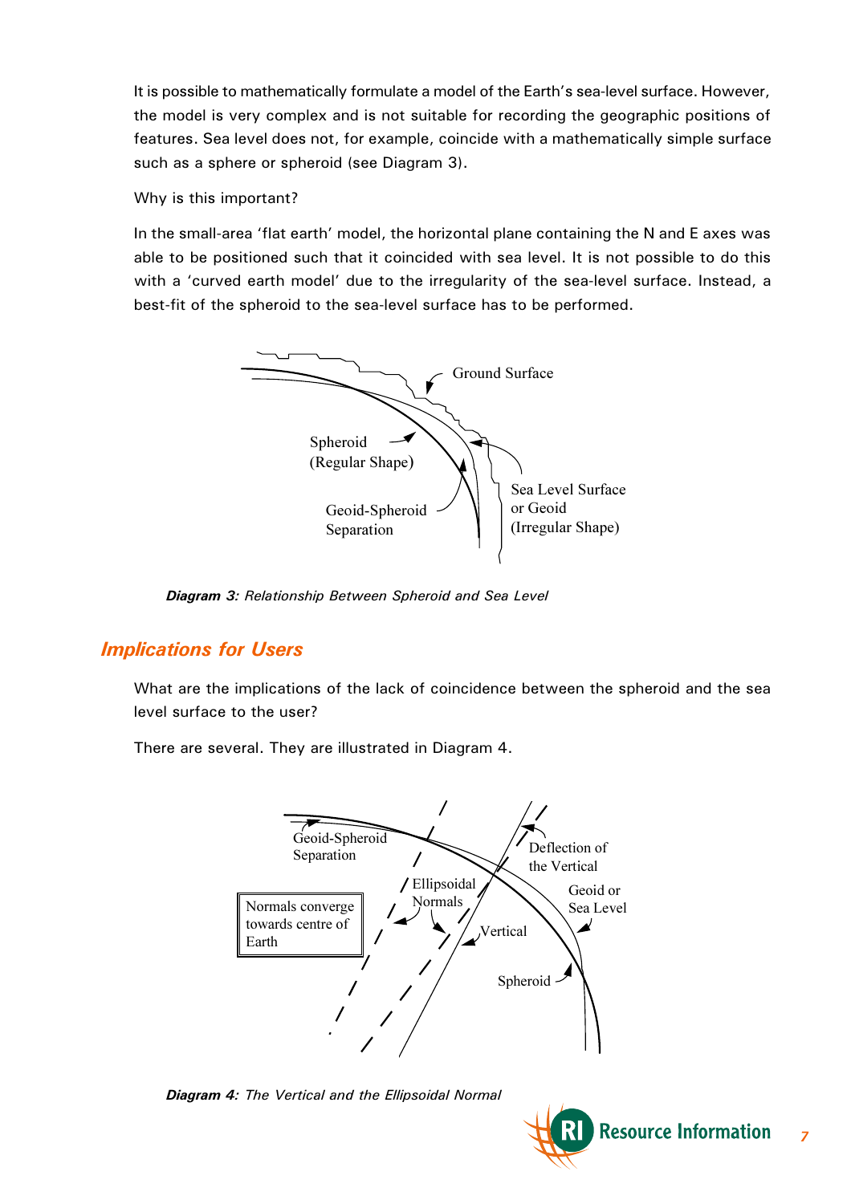It is possible to mathematically formulate a model of the Earth's sea-level surface. However, the model is very complex and is not suitable for recording the geographic positions of features. Sea level does not, for example, coincide with a mathematically simple surface such as a sphere or spheroid (see Diagram 3).

Why is this important?

In the small-area 'flat earth' model, the horizontal plane containing the N and E axes was able to be positioned such that it coincided with sea level. It is not possible to do this with a 'curved earth model' due to the irregularity of the sea-level surface. Instead, a best-fit of the spheroid to the sea-level surface has to be performed.

***Diagram 3:*** *Relationship Between Spheroid and Sea Level*

## Implications for Users

What are the implications of the lack of coincidence between the spheroid and the sea level surface to the user?

There are several. They are illustrated in Diagram 4.

***Diagram 4:*** *The Vertical and the Ellipsoidal Normal*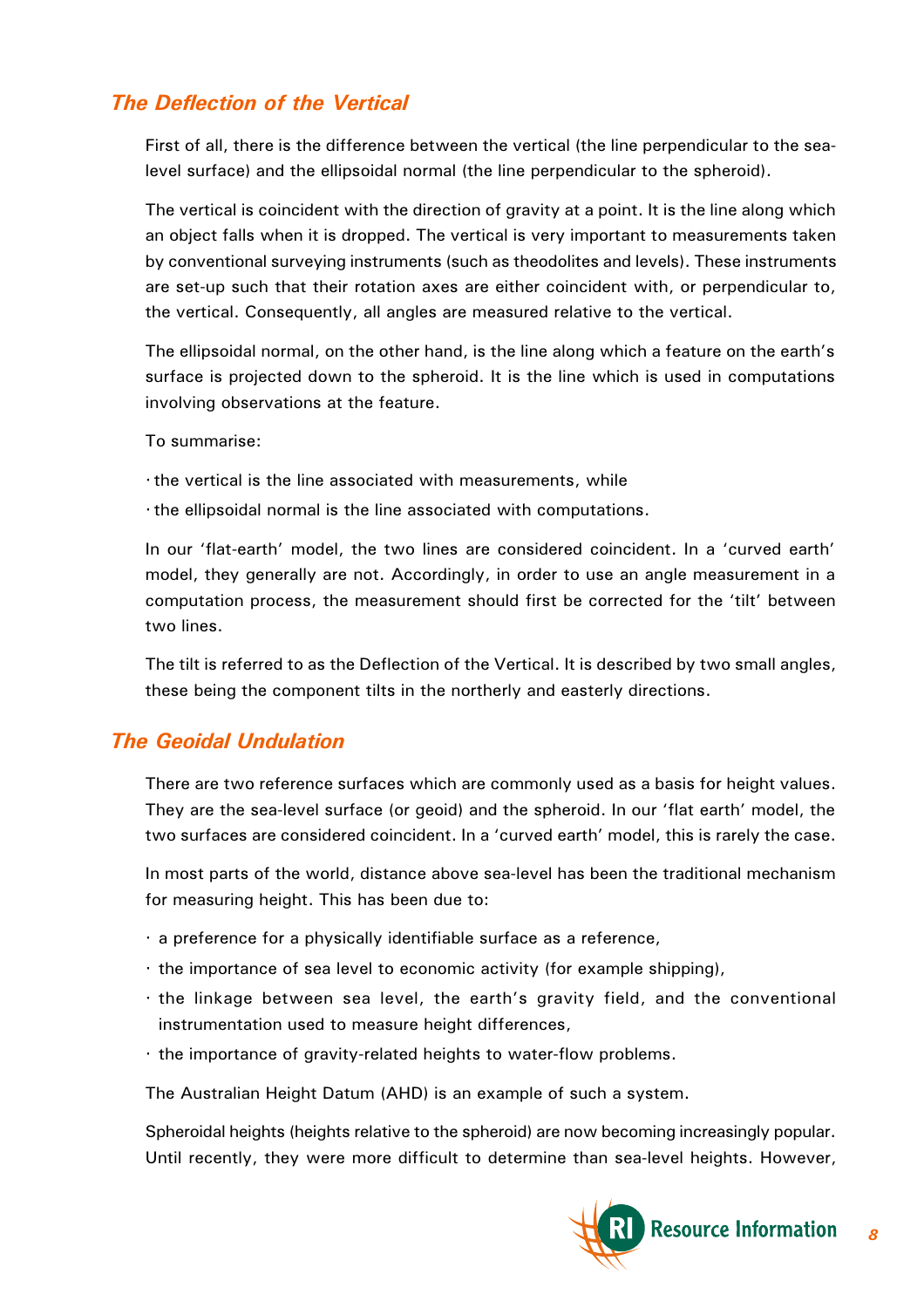## The Deflection of the Vertical

First of all, there is the difference between the vertical (the line perpendicular to the sea-level surface) and the ellipsoidal normal (the line perpendicular to the spheroid).

The vertical is coincident with the direction of gravity at a point. It is the line along which an object falls when it is dropped. The vertical is very important to measurements taken by conventional surveying instruments (such as theodolites and levels). These instruments are set-up such that their rotation axes are either coincident with, or perpendicular to, the vertical. Consequently, all angles are measured relative to the vertical.

The ellipsoidal normal, on the other hand, is the line along which a feature on the earth's surface is projected down to the spheroid. It is the line which is used in computations involving observations at the feature.

To summarise:

- the vertical is the line associated with measurements, while
- the ellipsoidal normal is the line associated with computations.

In our 'flat-earth' model, the two lines are considered coincident. In a 'curved earth' model, they generally are not. Accordingly, in order to use an angle measurement in a computation process, the measurement should first be corrected for the 'tilt' between two lines.

The tilt is referred to as the Deflection of the Vertical. It is described by two small angles, these being the component tilts in the northerly and easterly directions.

## The Geoidal Undulation

There are two reference surfaces which are commonly used as a basis for height values. They are the sea-level surface (or geoid) and the spheroid. In our 'flat earth' model, the two surfaces are considered coincident. In a 'curved earth' model, this is rarely the case.

In most parts of the world, distance above sea-level has been the traditional mechanism for measuring height. This has been due to:

- a preference for a physically identifiable surface as a reference,
- the importance of sea level to economic activity (for example shipping),
- the linkage between sea level, the earth's gravity field, and the conventional instrumentation used to measure height differences,
- the importance of gravity-related heights to water-flow problems.

The Australian Height Datum (AHD) is an example of such a system.

Spheroidal heights (heights relative to the spheroid) are now becoming increasingly popular. Until recently, they were more difficult to determine than sea-level heights. However,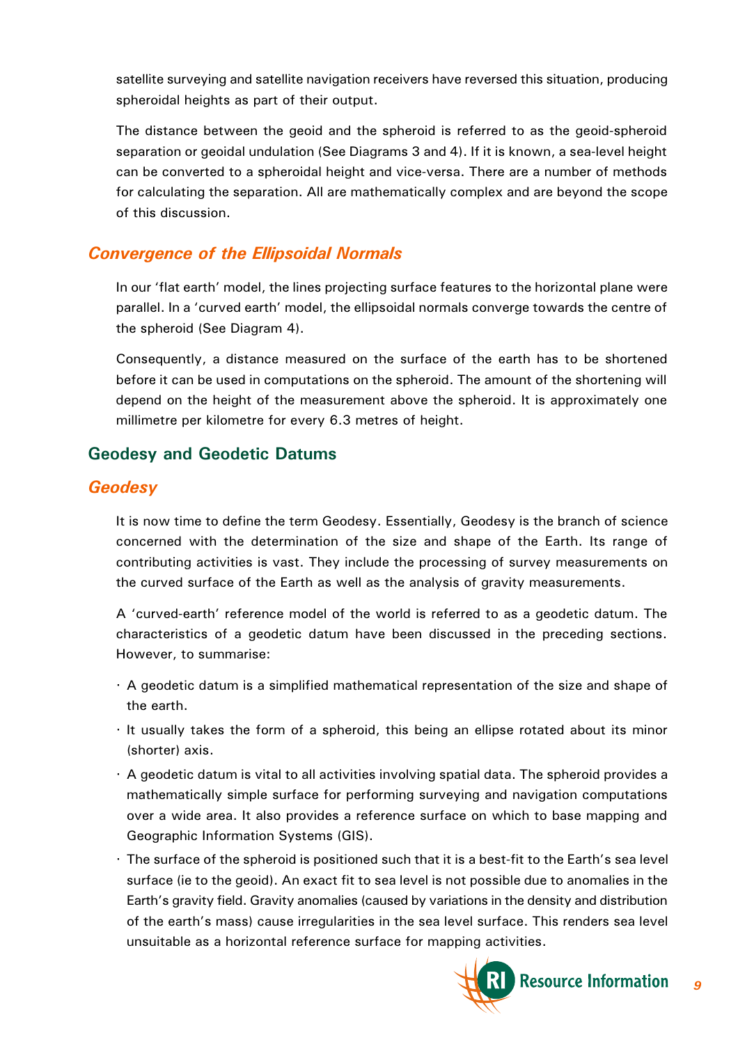satellite surveying and satellite navigation receivers have reversed this situation, producing spheroidal heights as part of their output.

The distance between the geoid and the spheroid is referred to as the geoid-spheroid separation or geoidal undulation (See Diagrams 3 and 4). If it is known, a sea-level height can be converted to a spheroidal height and vice-versa. There are a number of methods for calculating the separation. All are mathematically complex and are beyond the scope of this discussion.

### *Convergence of the Ellipsoidal Normals*

In our 'flat earth' model, the lines projecting surface features to the horizontal plane were parallel. In a 'curved earth' model, the ellipsoidal normals converge towards the centre of the spheroid (See Diagram 4).

Consequently, a distance measured on the surface of the earth has to be shortened before it can be used in computations on the spheroid. The amount of the shortening will depend on the height of the measurement above the spheroid. It is approximately one millimetre per kilometre for every 6.3 metres of height.

## Geodesy and Geodetic Datums

### *Geodesy*

It is now time to define the term Geodesy. Essentially, Geodesy is the branch of science concerned with the determination of the size and shape of the Earth. Its range of contributing activities is vast. They include the processing of survey measurements on the curved surface of the Earth as well as the analysis of gravity measurements.

A 'curved-earth' reference model of the world is referred to as a geodetic datum. The characteristics of a geodetic datum have been discussed in the preceding sections. However, to summarise:

- A geodetic datum is a simplified mathematical representation of the size and shape of the earth.
- It usually takes the form of a spheroid, this being an ellipse rotated about its minor (shorter) axis.
- A geodetic datum is vital to all activities involving spatial data. The spheroid provides a mathematically simple surface for performing surveying and navigation computations over a wide area. It also provides a reference surface on which to base mapping and Geographic Information Systems (GIS).
- The surface of the spheroid is positioned such that it is a best-fit to the Earth's sea level surface (ie to the geoid). An exact fit to sea level is not possible due to anomalies in the Earth's gravity field. Gravity anomalies (caused by variations in the density and distribution of the earth's mass) cause irregularities in the sea level surface. This renders sea level unsuitable as a horizontal reference surface for mapping activities.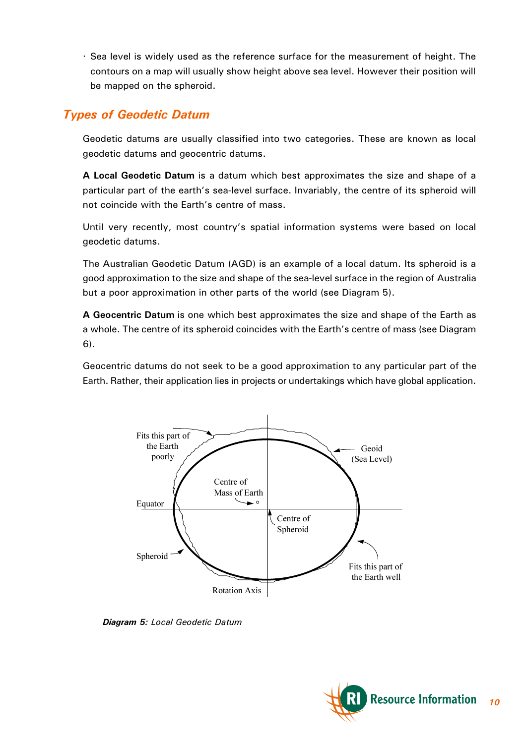- Sea level is widely used as the reference surface for the measurement of height. The contours on a map will usually show height above sea level. However their position will be mapped on the spheroid.

## Types of Geodetic Datum

Geodetic datums are usually classified into two categories. These are known as local geodetic datums and geocentric datums.

**A Local Geodetic Datum** is a datum which best approximates the size and shape of a particular part of the earth's sea-level surface. Invariably, the centre of its spheroid will not coincide with the Earth's centre of mass.

Until very recently, most country's spatial information systems were based on local geodetic datums.

The Australian Geodetic Datum (AGD) is an example of a local datum. Its spheroid is a good approximation to the size and shape of the sea-level surface in the region of Australia but a poor approximation in other parts of the world (see Diagram 5).

**A Geocentric Datum** is one which best approximates the size and shape of the Earth as a whole. The centre of its spheroid coincides with the Earth's centre of mass (see Diagram 6).

Geocentric datums do not seek to be a good approximation to any particular part of the Earth. Rather, their application lies in projects or undertakings which have global application.

Fits this part of the Earth poorly

Geoid (Sea Level)

Centre of Mass of Earth

Equator

Centre of Spheroid

Spheroid

Fits this part of the Earth well

Rotation Axis

***Diagram 5:*** *Local Geodetic Datum*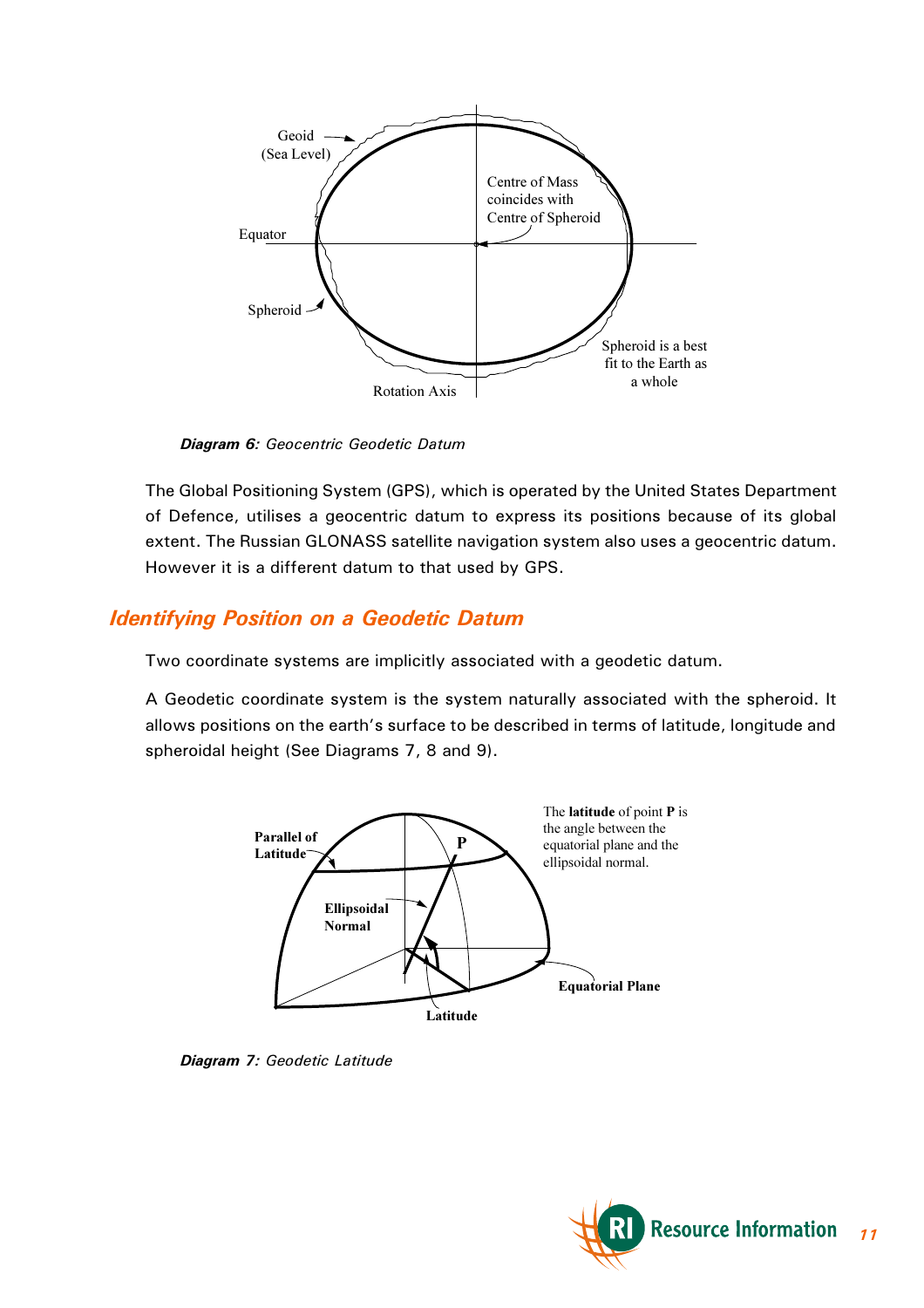*Diagram 6: Geocentric Geodetic Datum*

The Global Positioning System (GPS), which is operated by the United States Department of Defence, utilises a geocentric datum to express its positions because of its global extent. The Russian GLONASS satellite navigation system also uses a geocentric datum. However it is a different datum to that used by GPS.

## Identifying Position on a Geodetic Datum

Two coordinate systems are implicitly associated with a geodetic datum.

A Geodetic coordinate system is the system naturally associated with the spheroid. It allows positions on the earth's surface to be described in terms of latitude, longitude and spheroidal height (See Diagrams 7, 8 and 9).

*Diagram 7: Geodetic Latitude*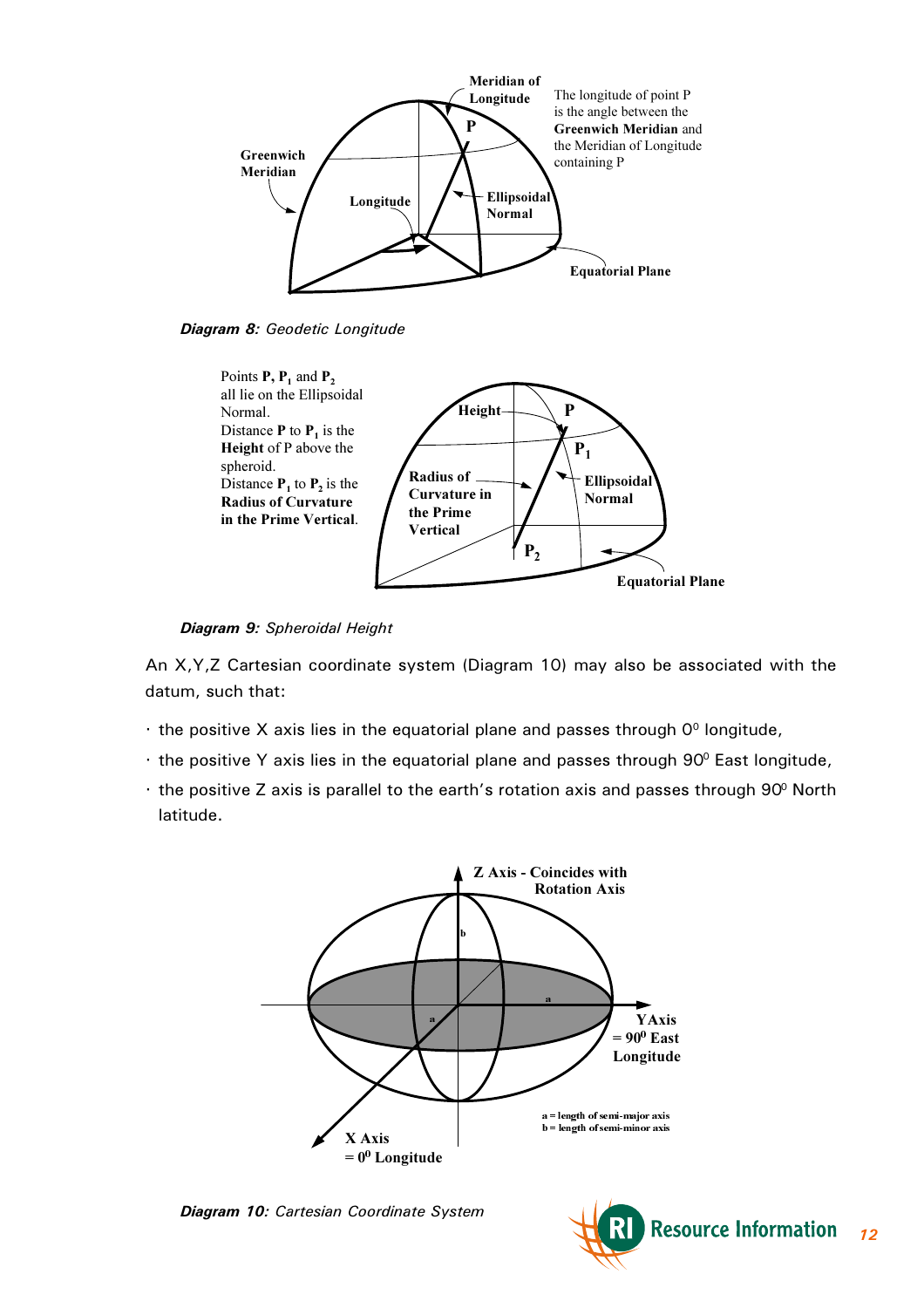The longitude of point P is the angle between the **Greenwich Meridian** and the Meridian of Longitude containing P

***Diagram 8:*** *Geodetic Longitude*

Points **P, $P_1$** and **$P_2$** all lie on the Ellipsoidal Normal.
Distance **P** to **$P_1$** is the **Height** of P above the spheroid.
Distance **$P_1$** to **$P_2$** is the **Radius of Curvature in the Prime Vertical**.

***Diagram 9:*** *Spheroidal Height*

An X,Y,Z Cartesian coordinate system (Diagram 10) may also be associated with the datum, such that:

- the positive X axis lies in the equatorial plane and passes through $0^0$ longitude,
- the positive Y axis lies in the equatorial plane and passes through $90^0$ East longitude,
- the positive Z axis is parallel to the earth's rotation axis and passes through $90^0$ North latitude.

***Diagram 10:*** *Cartesian Coordinate System*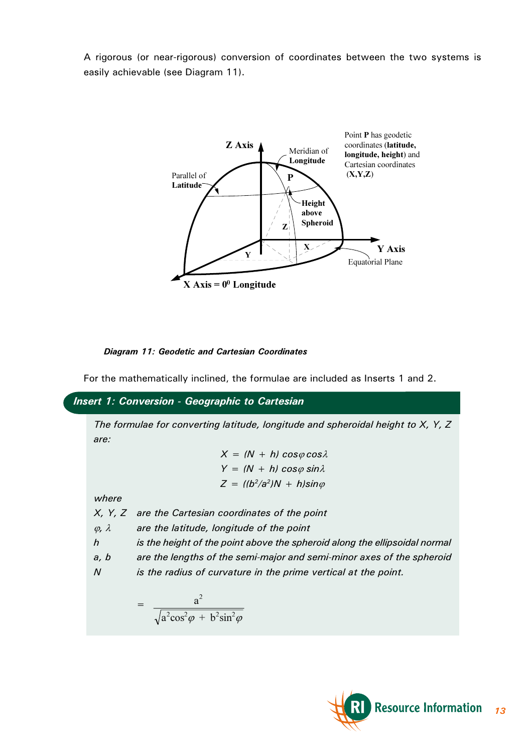A rigorous (or near-rigorous) conversion of coordinates between the two systems is easily achievable (see Diagram 11).

***Diagram 11: Geodetic and Cartesian Coordinates***

For the mathematically inclined, the formulae are included as Inserts 1 and 2.

### *Insert 1: Conversion - Geographic to Cartesian*

*The formulae for converting latitude, longitude and spheroidal height to X, Y, Z are:*

$$X = (N + h)\cos\varphi\cos\lambda$$

$$Y = (N + h)\cos\varphi\sin\lambda$$

$$Z = ((b^2/a^2)N + h)\sin\varphi$$

*where*

- $X, Y, Z$ *are the Cartesian coordinates of the point*
- $\varphi, \lambda$ *are the latitude, longitude of the point*
- $h$ *is the height of the point above the spheroid along the ellipsoidal normal*
- $a, b$ *are the lengths of the semi-major and semi-minor axes of the spheroid*
- $N$ *is the radius of curvature in the prime vertical at the point.*

$$= \frac{a^2}{\sqrt{a^2\cos^2\varphi + b^2\sin^2\varphi}}$$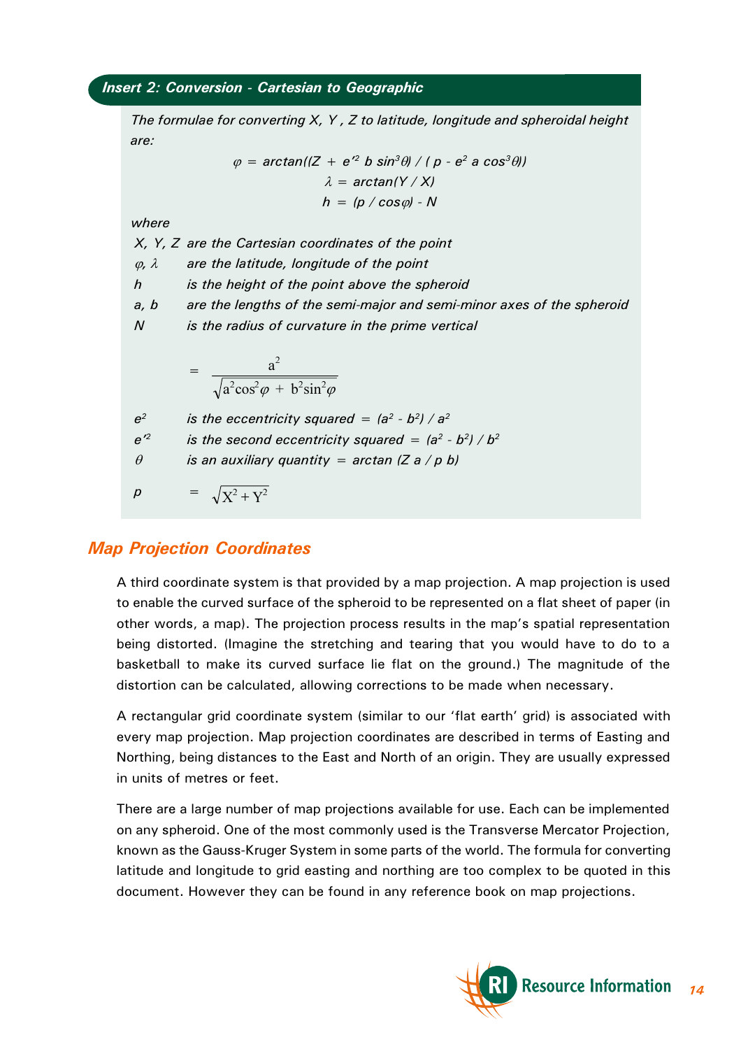## Insert 2: Conversion - Cartesian to Geographic

*The formulae for converting X, Y , Z to latitude, longitude and spheroidal height are:*

$$\varphi = \arctan((Z + e'^2\, b \sin^3\theta) / ( p - e^2\, a \cos^3\theta))$$

$$\lambda = \arctan(Y / X)$$

$$h = (p / \cos\varphi) - N$$

*where*

| | |
|---|---|
| $X, Y, Z$ | *are the Cartesian coordinates of the point* |
| $\varphi, \lambda$ | *are the latitude, longitude of the point* |
| $h$ | *is the height of the point above the spheroid* |
| $a, b$ | *are the lengths of the semi-major and semi-minor axes of the spheroid* |
| $N$ | *is the radius of curvature in the prime vertical* |

$$= \frac{a^2}{\sqrt{a^2\cos^2\varphi + b^2\sin^2\varphi}}$$

| | |
|---|---|
| $e^2$ | *is the eccentricity squared* $= (a^2 - b^2) / a^2$ |
| $e'^2$ | *is the second eccentricity squared* $= (a^2 - b^2) / b^2$ |
| $\theta$ | *is an auxiliary quantity* $= \arctan(Z\, a / p\, b)$ |
| $p$ | $= \sqrt{X^2 + Y^2}$ |

## Map Projection Coordinates

A third coordinate system is that provided by a map projection. A map projection is used to enable the curved surface of the spheroid to be represented on a flat sheet of paper (in other words, a map). The projection process results in the map's spatial representation being distorted. (Imagine the stretching and tearing that you would have to do to a basketball to make its curved surface lie flat on the ground.) The magnitude of the distortion can be calculated, allowing corrections to be made when necessary.

A rectangular grid coordinate system (similar to our 'flat earth' grid) is associated with every map projection. Map projection coordinates are described in terms of Easting and Northing, being distances to the East and North of an origin. They are usually expressed in units of metres or feet.

There are a large number of map projections available for use. Each can be implemented on any spheroid. One of the most commonly used is the Transverse Mercator Projection, known as the Gauss-Kruger System in some parts of the world. The formula for converting latitude and longitude to grid easting and northing are too complex to be quoted in this document. However they can be found in any reference book on map projections.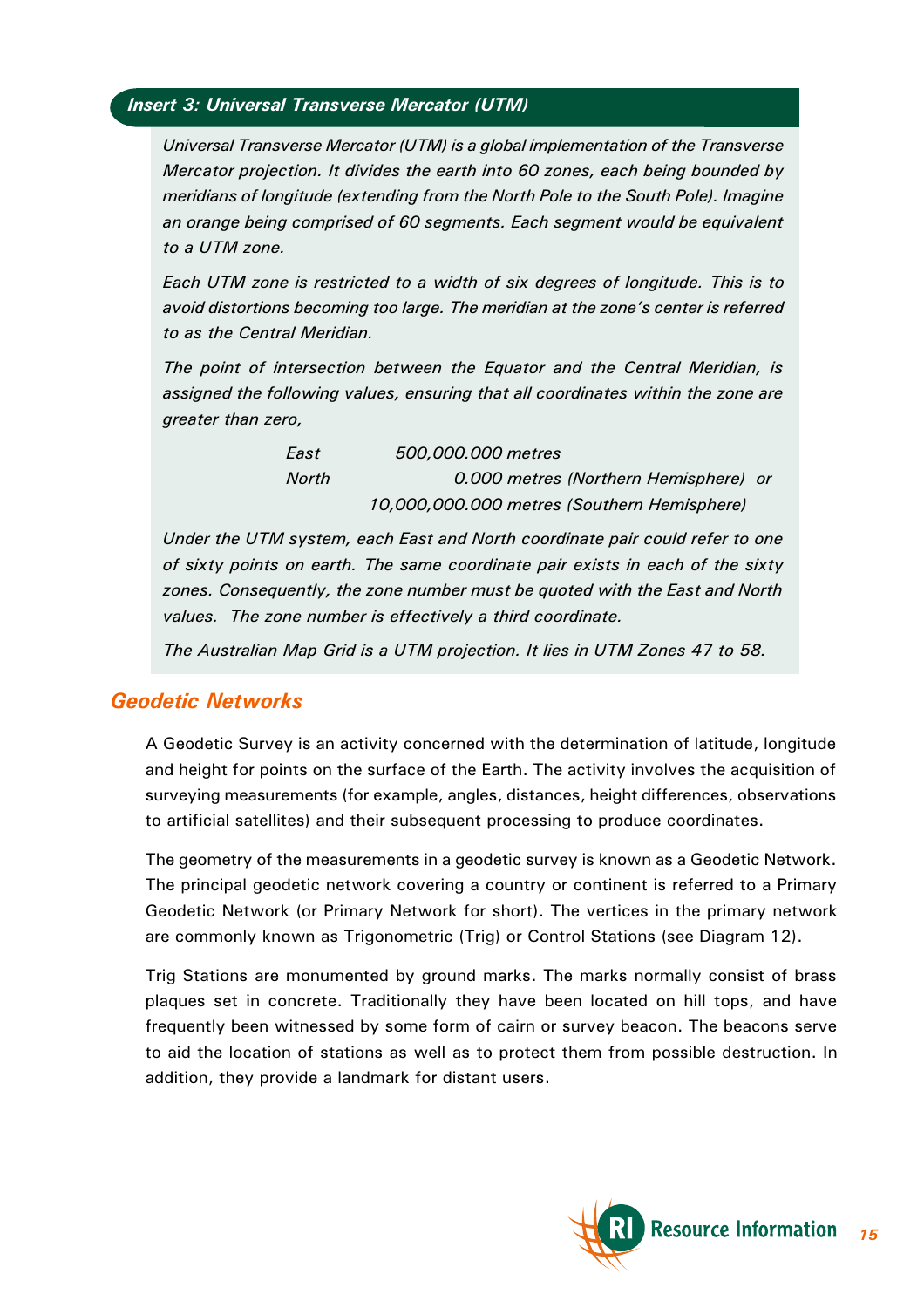### Insert 3: Universal Transverse Mercator (UTM)

*Universal Transverse Mercator (UTM) is a global implementation of the Transverse Mercator projection. It divides the earth into 60 zones, each being bounded by meridians of longitude (extending from the North Pole to the South Pole). Imagine an orange being comprised of 60 segments. Each segment would be equivalent to a UTM zone.*

*Each UTM zone is restricted to a width of six degrees of longitude. This is to avoid distortions becoming too large. The meridian at the zone's center is referred to as the Central Meridian.*

*The point of intersection between the Equator and the Central Meridian, is assigned the following values, ensuring that all coordinates within the zone are greater than zero,*

| | |
|---|---|
| *East* | *500,000.000 metres* |
| *North* | *0.000 metres (Northern Hemisphere) or* |
| | *10,000,000.000 metres (Southern Hemisphere)* |

*Under the UTM system, each East and North coordinate pair could refer to one of sixty points on earth. The same coordinate pair exists in each of the sixty zones. Consequently, the zone number must be quoted with the East and North values. The zone number is effectively a third coordinate.*

*The Australian Map Grid is a UTM projection. It lies in UTM Zones 47 to 58.*

## Geodetic Networks

A Geodetic Survey is an activity concerned with the determination of latitude, longitude and height for points on the surface of the Earth. The activity involves the acquisition of surveying measurements (for example, angles, distances, height differences, observations to artificial satellites) and their subsequent processing to produce coordinates.

The geometry of the measurements in a geodetic survey is known as a Geodetic Network. The principal geodetic network covering a country or continent is referred to a Primary Geodetic Network (or Primary Network for short). The vertices in the primary network are commonly known as Trigonometric (Trig) or Control Stations (see Diagram 12).

Trig Stations are monumented by ground marks. The marks normally consist of brass plaques set in concrete. Traditionally they have been located on hill tops, and have frequently been witnessed by some form of cairn or survey beacon. The beacons serve to aid the location of stations as well as to protect them from possible destruction. In addition, they provide a landmark for distant users.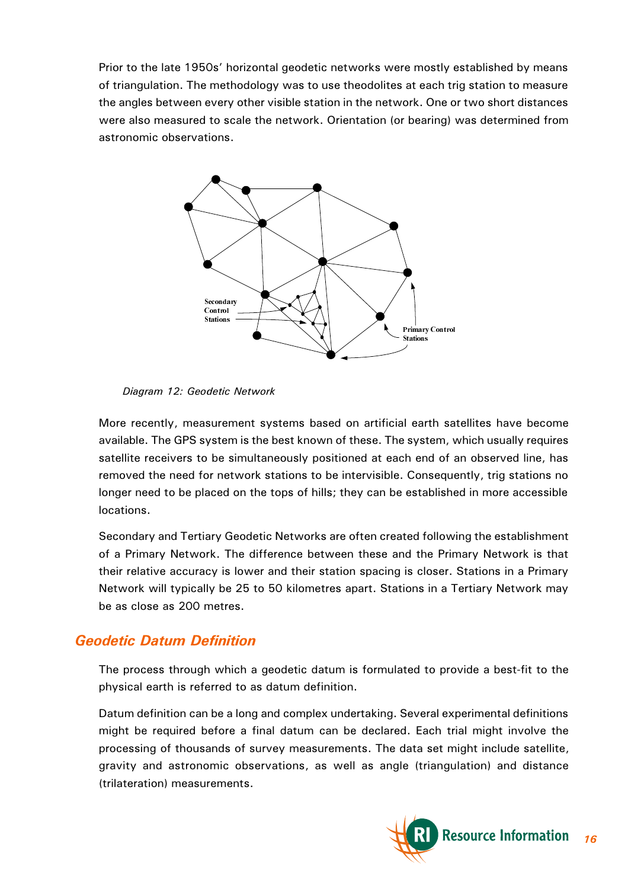Prior to the late 1950s' horizontal geodetic networks were mostly established by means of triangulation. The methodology was to use theodolites at each trig station to measure the angles between every other visible station in the network. One or two short distances were also measured to scale the network. Orientation (or bearing) was determined from astronomic observations.

Secondary Control Stations

Primary Control Stations

*Diagram 12: Geodetic Network*

More recently, measurement systems based on artificial earth satellites have become available. The GPS system is the best known of these. The system, which usually requires satellite receivers to be simultaneously positioned at each end of an observed line, has removed the need for network stations to be intervisible. Consequently, trig stations no longer need to be placed on the tops of hills; they can be established in more accessible locations.

Secondary and Tertiary Geodetic Networks are often created following the establishment of a Primary Network. The difference between these and the Primary Network is that their relative accuracy is lower and their station spacing is closer. Stations in a Primary Network will typically be 25 to 50 kilometres apart. Stations in a Tertiary Network may be as close as 200 metres.

## *Geodetic Datum Definition*

The process through which a geodetic datum is formulated to provide a best-fit to the physical earth is referred to as datum definition.

Datum definition can be a long and complex undertaking. Several experimental definitions might be required before a final datum can be declared. Each trial might involve the processing of thousands of survey measurements. The data set might include satellite, gravity and astronomic observations, as well as angle (triangulation) and distance (trilateration) measurements.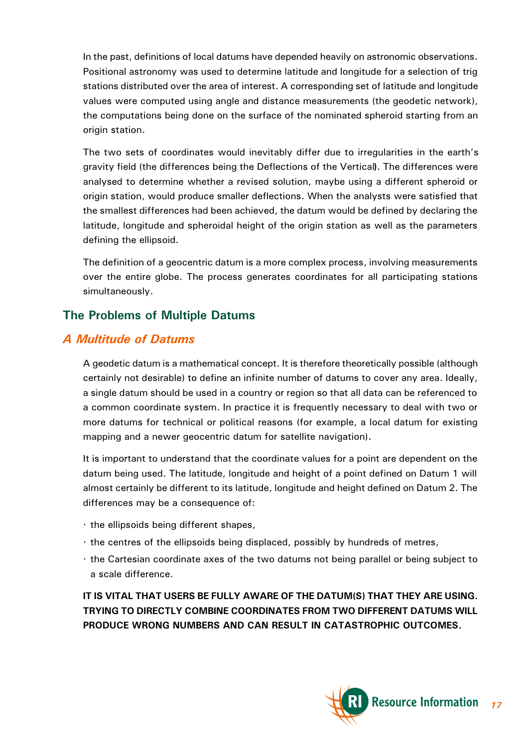In the past, definitions of local datums have depended heavily on astronomic observations. Positional astronomy was used to determine latitude and longitude for a selection of trig stations distributed over the area of interest. A corresponding set of latitude and longitude values were computed using angle and distance measurements (the geodetic network), the computations being done on the surface of the nominated spheroid starting from an origin station.

The two sets of coordinates would inevitably differ due to irregularities in the earth's gravity field (the differences being the Deflections of the Vertical). The differences were analysed to determine whether a revised solution, maybe using a different spheroid or origin station, would produce smaller deflections. When the analysts were satisfied that the smallest differences had been achieved, the datum would be defined by declaring the latitude, longitude and spheroidal height of the origin station as well as the parameters defining the ellipsoid.

The definition of a geocentric datum is a more complex process, involving measurements over the entire globe. The process generates coordinates for all participating stations simultaneously.

## The Problems of Multiple Datums

### *A Multitude of Datums*

A geodetic datum is a mathematical concept. It is therefore theoretically possible (although certainly not desirable) to define an infinite number of datums to cover any area. Ideally, a single datum should be used in a country or region so that all data can be referenced to a common coordinate system. In practice it is frequently necessary to deal with two or more datums for technical or political reasons (for example, a local datum for existing mapping and a newer geocentric datum for satellite navigation).

It is important to understand that the coordinate values for a point are dependent on the datum being used. The latitude, longitude and height of a point defined on Datum 1 will almost certainly be different to its latitude, longitude and height defined on Datum 2. The differences may be a consequence of:

- the ellipsoids being different shapes,
- the centres of the ellipsoids being displaced, possibly by hundreds of metres,
- the Cartesian coordinate axes of the two datums not being parallel or being subject to a scale difference.

**IT IS VITAL THAT USERS BE FULLY AWARE OF THE DATUM(S) THAT THEY ARE USING. TRYING TO DIRECTLY COMBINE COORDINATES FROM TWO DIFFERENT DATUMS WILL PRODUCE WRONG NUMBERS AND CAN RESULT IN CATASTROPHIC OUTCOMES.**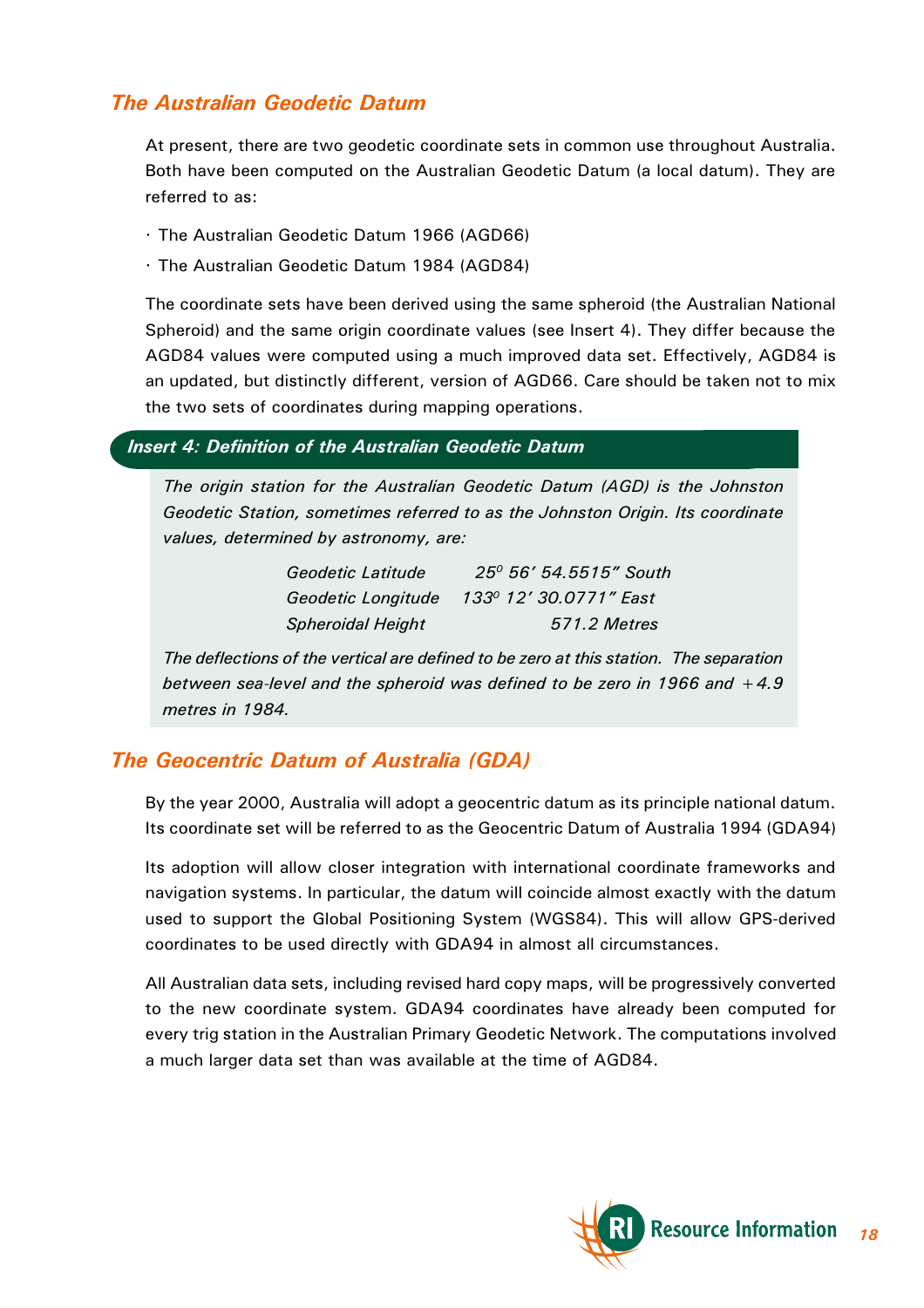## *The Australian Geodetic Datum*

At present, there are two geodetic coordinate sets in common use throughout Australia. Both have been computed on the Australian Geodetic Datum (a local datum). They are referred to as:

· The Australian Geodetic Datum 1966 (AGD66)

· The Australian Geodetic Datum 1984 (AGD84)

The coordinate sets have been derived using the same spheroid (the Australian National Spheroid) and the same origin coordinate values (see Insert 4). They differ because the AGD84 values were computed using a much improved data set. Effectively, AGD84 is an updated, but distinctly different, version of AGD66. Care should be taken not to mix the two sets of coordinates during mapping operations.

### *Insert 4: Definition of the Australian Geodetic Datum*

*The origin station for the Australian Geodetic Datum (AGD) is the Johnston Geodetic Station, sometimes referred to as the Johnston Origin. Its coordinate values, determined by astronomy, are:*

| | |
|---|---|
| *Geodetic Latitude* | *25$^{0}$ 56' 54.5515" South* |
| *Geodetic Longitude* | *133$^{0}$ 12' 30.0771" East* |
| *Spheroidal Height* | *571.2 Metres* |

*The deflections of the vertical are defined to be zero at this station. The separation between sea-level and the spheroid was defined to be zero in 1966 and +4.9 metres in 1984.*

## *The Geocentric Datum of Australia (GDA)*

By the year 2000, Australia will adopt a geocentric datum as its principle national datum. Its coordinate set will be referred to as the Geocentric Datum of Australia 1994 (GDA94)

Its adoption will allow closer integration with international coordinate frameworks and navigation systems. In particular, the datum will coincide almost exactly with the datum used to support the Global Positioning System (WGS84). This will allow GPS-derived coordinates to be used directly with GDA94 in almost all circumstances.

All Australian data sets, including revised hard copy maps, will be progressively converted to the new coordinate system. GDA94 coordinates have already been computed for every trig station in the Australian Primary Geodetic Network. The computations involved a much larger data set than was available at the time of AGD84.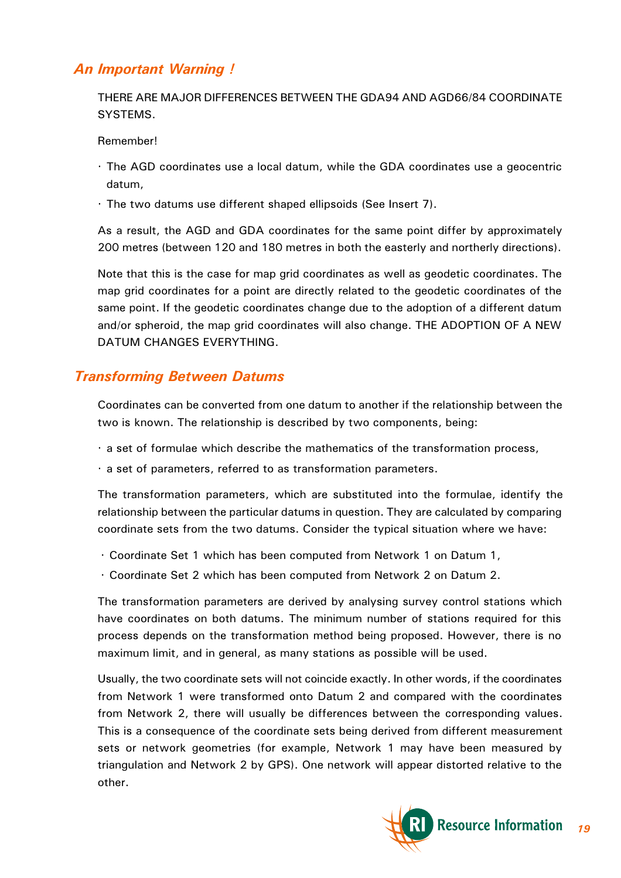## *An Important Warning !*

THERE ARE MAJOR DIFFERENCES BETWEEN THE GDA94 AND AGD66/84 COORDINATE SYSTEMS.

Remember!

- The AGD coordinates use a local datum, while the GDA coordinates use a geocentric datum,
- The two datums use different shaped ellipsoids (See Insert 7).

As a result, the AGD and GDA coordinates for the same point differ by approximately 200 metres (between 120 and 180 metres in both the easterly and northerly directions).

Note that this is the case for map grid coordinates as well as geodetic coordinates. The map grid coordinates for a point are directly related to the geodetic coordinates of the same point. If the geodetic coordinates change due to the adoption of a different datum and/or spheroid, the map grid coordinates will also change. THE ADOPTION OF A NEW DATUM CHANGES EVERYTHING.

## *Transforming Between Datums*

Coordinates can be converted from one datum to another if the relationship between the two is known. The relationship is described by two components, being:

- a set of formulae which describe the mathematics of the transformation process,
- a set of parameters, referred to as transformation parameters.

The transformation parameters, which are substituted into the formulae, identify the relationship between the particular datums in question. They are calculated by comparing coordinate sets from the two datums. Consider the typical situation where we have:

- Coordinate Set 1 which has been computed from Network 1 on Datum 1,
- Coordinate Set 2 which has been computed from Network 2 on Datum 2.

The transformation parameters are derived by analysing survey control stations which have coordinates on both datums. The minimum number of stations required for this process depends on the transformation method being proposed. However, there is no maximum limit, and in general, as many stations as possible will be used.

Usually, the two coordinate sets will not coincide exactly. In other words, if the coordinates from Network 1 were transformed onto Datum 2 and compared with the coordinates from Network 2, there will usually be differences between the corresponding values. This is a consequence of the coordinate sets being derived from different measurement sets or network geometries (for example, Network 1 may have been measured by triangulation and Network 2 by GPS). One network will appear distorted relative to the other.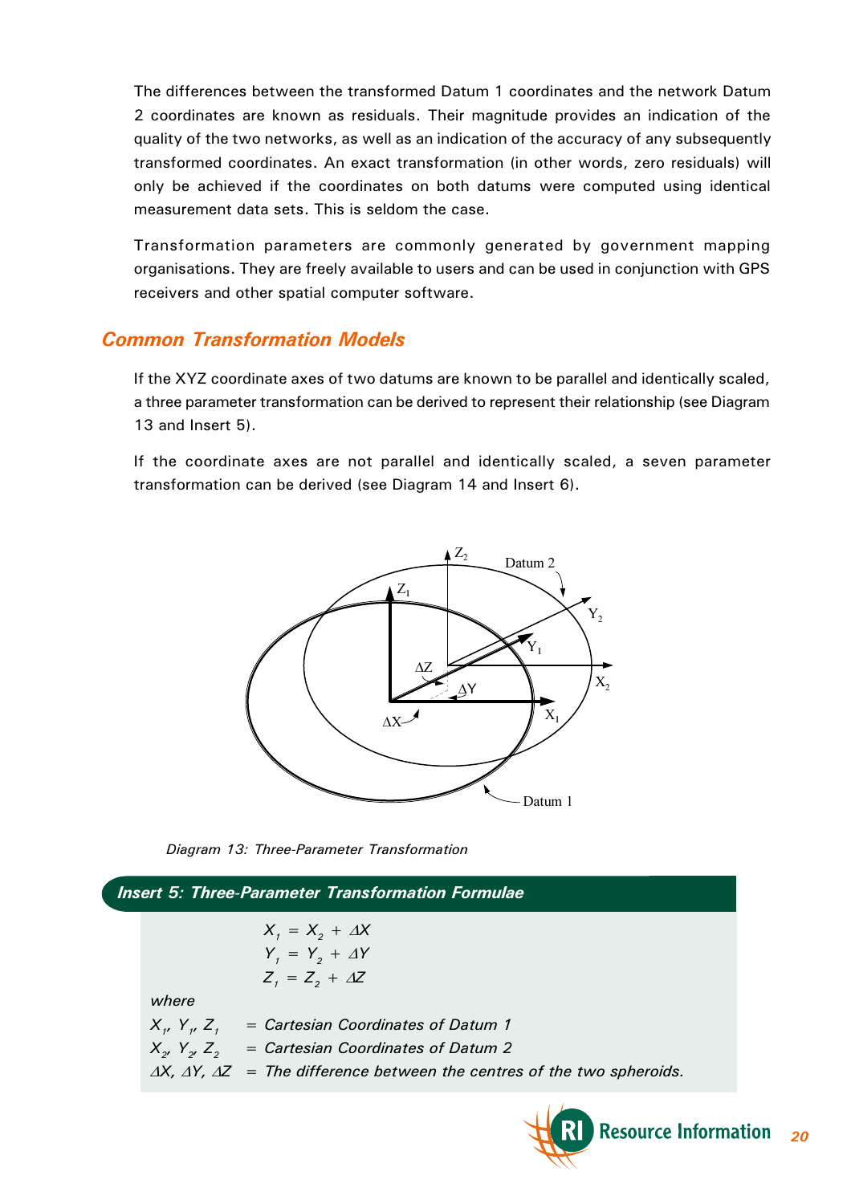The differences between the transformed Datum 1 coordinates and the network Datum 2 coordinates are known as residuals. Their magnitude provides an indication of the quality of the two networks, as well as an indication of the accuracy of any subsequently transformed coordinates. An exact transformation (in other words, zero residuals) will only be achieved if the coordinates on both datums were computed using identical measurement data sets. This is seldom the case.

Transformation parameters are commonly generated by government mapping organisations. They are freely available to users and can be used in conjunction with GPS receivers and other spatial computer software.

## Common Transformation Models

If the XYZ coordinate axes of two datums are known to be parallel and identically scaled, a three parameter transformation can be derived to represent their relationship (see Diagram 13 and Insert 5).

If the coordinate axes are not parallel and identically scaled, a seven parameter transformation can be derived (see Diagram 14 and Insert 6).

*Diagram 13: Three-Parameter Transformation*

### Insert 5: Three-Parameter Transformation Formulae

$$X_1 = X_2 + \Delta X$$
$$Y_1 = Y_2 + \Delta Y$$
$$Z_1 = Z_2 + \Delta Z$$

*where*

$X_1, Y_1, Z_1$ = *Cartesian Coordinates of Datum 1*

$X_2, Y_2, Z_2$ = *Cartesian Coordinates of Datum 2*

$\Delta X, \Delta Y, \Delta Z$ = *The difference between the centres of the two spheroids.*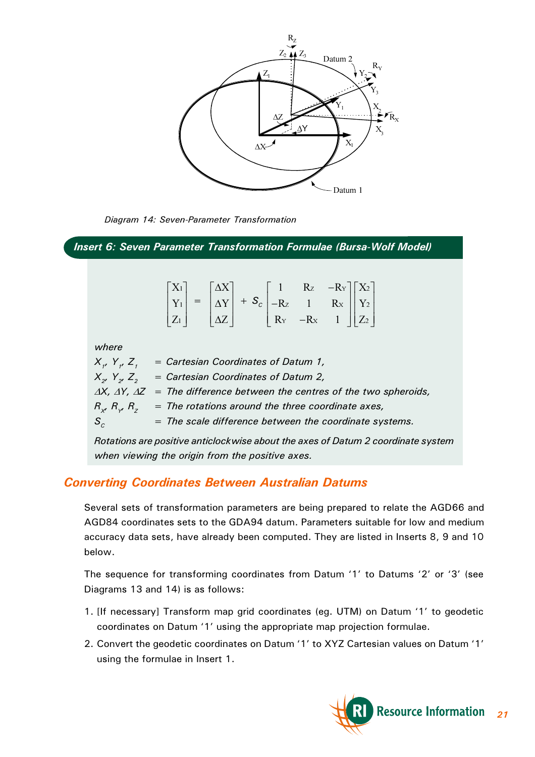*Diagram 14: Seven-Parameter Transformation*

### Insert 6: Seven Parameter Transformation Formulae (Bursa-Wolf Model)

$$\begin{bmatrix} X_1 \\ Y_1 \\ Z_1 \end{bmatrix} = \begin{bmatrix} \Delta X \\ \Delta Y \\ \Delta Z \end{bmatrix} + S_c \begin{bmatrix} 1 & R_Z & -R_Y \\ -R_Z & 1 & R_X \\ R_Y & -R_X & 1 \end{bmatrix} \begin{bmatrix} X_2 \\ Y_2 \\ Z_2 \end{bmatrix}$$

*where*

$X_1, Y_1, Z_1$ = *Cartesian Coordinates of Datum 1,*
$X_2, Y_2, Z_2$ = *Cartesian Coordinates of Datum 2,*
$\Delta X, \Delta Y, \Delta Z$ = *The difference between the centres of the two spheroids,*
$R_X, R_Y, R_Z$ = *The rotations around the three coordinate axes,*
$S_c$ = *The scale difference between the coordinate systems.*

*Rotations are positive anticlockwise about the axes of Datum 2 coordinate system when viewing the origin from the positive axes.*

## Converting Coordinates Between Australian Datums

Several sets of transformation parameters are being prepared to relate the AGD66 and AGD84 coordinates sets to the GDA94 datum. Parameters suitable for low and medium accuracy data sets, have already been computed. They are listed in Inserts 8, 9 and 10 below.

The sequence for transforming coordinates from Datum '1' to Datums '2' or '3' (see Diagrams 13 and 14) is as follows:

1. [If necessary] Transform map grid coordinates (eg. UTM) on Datum '1' to geodetic coordinates on Datum '1' using the appropriate map projection formulae.
2. Convert the geodetic coordinates on Datum '1' to XYZ Cartesian values on Datum '1' using the formulae in Insert 1.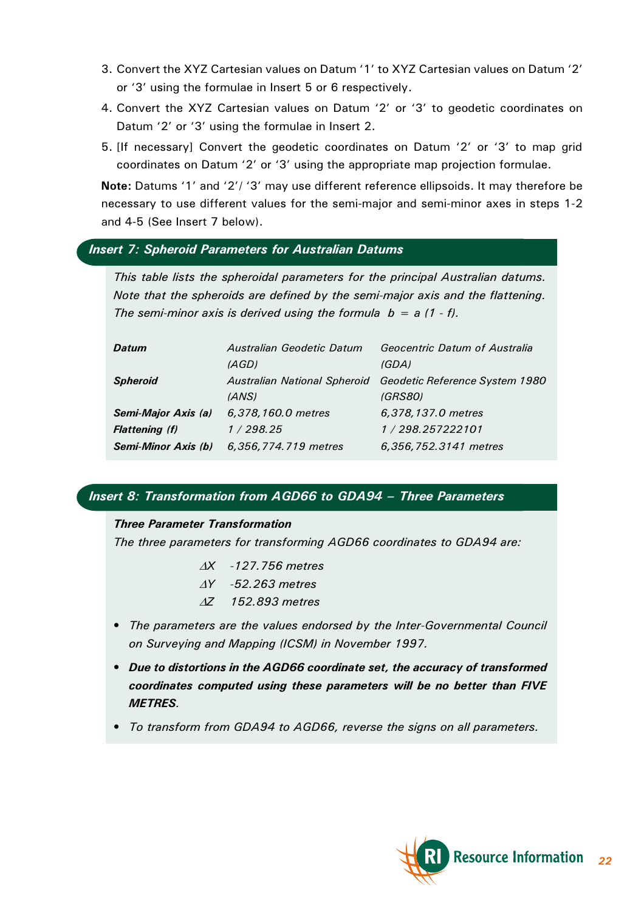3. Convert the XYZ Cartesian values on Datum '1' to XYZ Cartesian values on Datum '2' or '3' using the formulae in Insert 5 or 6 respectively.
4. Convert the XYZ Cartesian values on Datum '2' or '3' to geodetic coordinates on Datum '2' or '3' using the formulae in Insert 2.
5. [If necessary] Convert the geodetic coordinates on Datum '2' or '3' to map grid coordinates on Datum '2' or '3' using the appropriate map projection formulae.

**Note:** Datums '1' and '2'/ '3' may use different reference ellipsoids. It may therefore be necessary to use different values for the semi-major and semi-minor axes in steps 1-2 and 4-5 (See Insert 7 below).

## *Insert 7: Spheroid Parameters for Australian Datums*

*This table lists the spheroidal parameters for the principal Australian datums. Note that the spheroids are defined by the semi-major axis and the flattening. The semi-minor axis is derived using the formula $b = a(1 - f)$.*

| ***Datum*** | *Australian Geodetic Datum (AGD)* | *Geocentric Datum of Australia (GDA)* |
|---|---|---|
| ***Spheroid*** | *Australian National Spheroid (ANS)* | *Geodetic Reference System 1980 (GRS80)* |
| ***Semi-Major Axis (a)*** | *6,378,160.0 metres* | *6,378,137.0 metres* |
| ***Flattening (f)*** | *1 / 298.25* | *1 / 298.257222101* |
| ***Semi-Minor Axis (b)*** | *6,356,774.719 metres* | *6,356,752.3141 metres* |

## *Insert 8: Transformation from AGD66 to GDA94 – Three Parameters*

***Three Parameter Transformation***

*The three parameters for transforming AGD66 coordinates to GDA94 are:*

$\Delta X$ *-127.756 metres*

$\Delta Y$ *-52.263 metres*

$\Delta Z$ *152.893 metres*

- *The parameters are the values endorsed by the Inter-Governmental Council on Surveying and Mapping (ICSM) in November 1997.*
- ***Due to distortions in the AGD66 coordinate set, the accuracy of transformed coordinates computed using these parameters will be no better than FIVE METRES.***
- *To transform from GDA94 to AGD66, reverse the signs on all parameters.*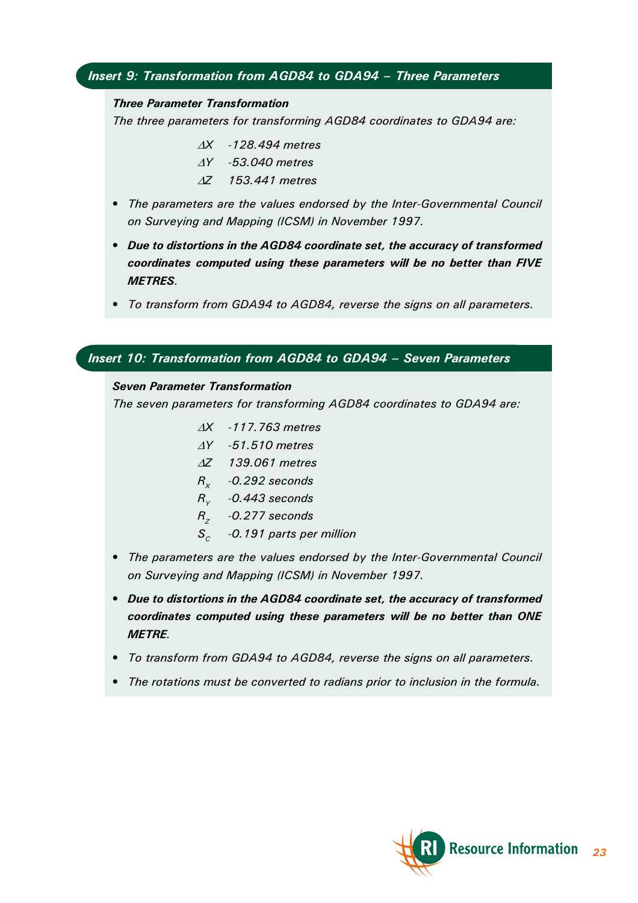## Insert 9: Transformation from AGD84 to GDA94 – Three Parameters

***Three Parameter Transformation***

*The three parameters for transforming AGD84 coordinates to GDA94 are:*

$\Delta X$ &nbsp; -128.494 metres
$\Delta Y$ &nbsp; -53.040 metres
$\Delta Z$ &nbsp; 153.441 metres

- *The parameters are the values endorsed by the Inter-Governmental Council on Surveying and Mapping (ICSM) in November 1997.*
- ***Due to distortions in the AGD84 coordinate set, the accuracy of transformed coordinates computed using these parameters will be no better than FIVE METRES.***
- *To transform from GDA94 to AGD84, reverse the signs on all parameters.*

## Insert 10: Transformation from AGD84 to GDA94 – Seven Parameters

***Seven Parameter Transformation***

*The seven parameters for transforming AGD84 coordinates to GDA94 are:*

$\Delta X$ &nbsp; -117.763 metres
$\Delta Y$ &nbsp; -51.510 metres
$\Delta Z$ &nbsp; 139.061 metres
$R_X$ &nbsp; -0.292 seconds
$R_Y$ &nbsp; -0.443 seconds
$R_Z$ &nbsp; -0.277 seconds
$S_C$ &nbsp; -0.191 parts per million

- *The parameters are the values endorsed by the Inter-Governmental Council on Surveying and Mapping (ICSM) in November 1997.*
- ***Due to distortions in the AGD84 coordinate set, the accuracy of transformed coordinates computed using these parameters will be no better than ONE METRE.***
- *To transform from GDA94 to AGD84, reverse the signs on all parameters.*
- *The rotations must be converted to radians prior to inclusion in the formula.*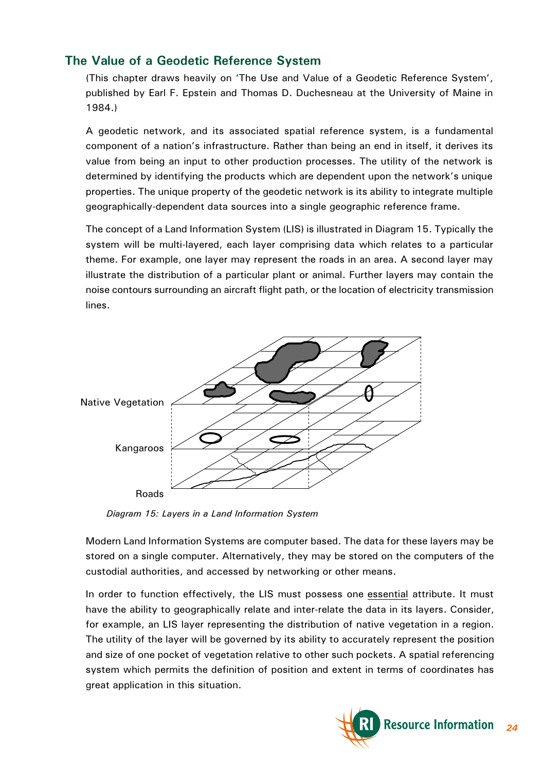## The Value of a Geodetic Reference System

(This chapter draws heavily on 'The Use and Value of a Geodetic Reference System', published by Earl F. Epstein and Thomas D. Duchesneau at the University of Maine in 1984.)

A geodetic network, and its associated spatial reference system, is a fundamental component of a nation's infrastructure. Rather than being an end in itself, it derives its value from being an input to other production processes. The utility of the network is determined by identifying the products which are dependent upon the network's unique properties. The unique property of the geodetic network is its ability to integrate multiple geographically-dependent data sources into a single geographic reference frame.

The concept of a Land Information System (LIS) is illustrated in Diagram 15. Typically the system will be multi-layered, each layer comprising data which relates to a particular theme. For example, one layer may represent the roads in an area. A second layer may illustrate the distribution of a particular plant or animal. Further layers may contain the noise contours surrounding an aircraft flight path, or the location of electricity transmission lines.

Native Vegetation

Kangaroos

Roads

*Diagram 15: Layers in a Land Information System*

Modern Land Information Systems are computer based. The data for these layers may be stored on a single computer. Alternatively, they may be stored on the computers of the custodial authorities, and accessed by networking or other means.

In order to function effectively, the LIS must possess one essential attribute. It must have the ability to geographically relate and inter-relate the data in its layers. Consider, for example, an LIS layer representing the distribution of native vegetation in a region. The utility of the layer will be governed by its ability to accurately represent the position and size of one pocket of vegetation relative to other such pockets. A spatial referencing system which permits the definition of position and extent in terms of coordinates has great application in this situation.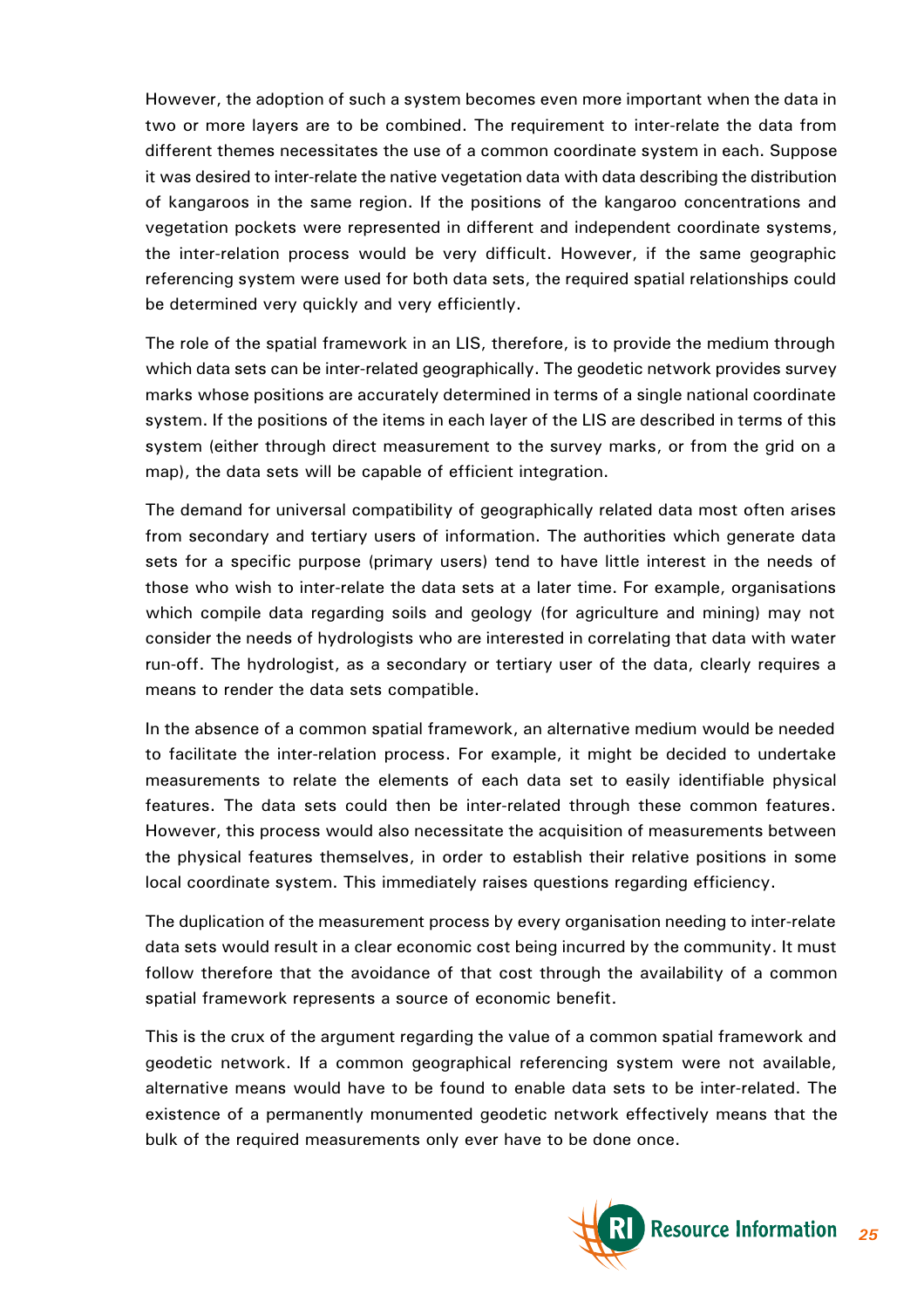However, the adoption of such a system becomes even more important when the data in two or more layers are to be combined. The requirement to inter-relate the data from different themes necessitates the use of a common coordinate system in each. Suppose it was desired to inter-relate the native vegetation data with data describing the distribution of kangaroos in the same region. If the positions of the kangaroo concentrations and vegetation pockets were represented in different and independent coordinate systems, the inter-relation process would be very difficult. However, if the same geographic referencing system were used for both data sets, the required spatial relationships could be determined very quickly and very efficiently.

The role of the spatial framework in an LIS, therefore, is to provide the medium through which data sets can be inter-related geographically. The geodetic network provides survey marks whose positions are accurately determined in terms of a single national coordinate system. If the positions of the items in each layer of the LIS are described in terms of this system (either through direct measurement to the survey marks, or from the grid on a map), the data sets will be capable of efficient integration.

The demand for universal compatibility of geographically related data most often arises from secondary and tertiary users of information. The authorities which generate data sets for a specific purpose (primary users) tend to have little interest in the needs of those who wish to inter-relate the data sets at a later time. For example, organisations which compile data regarding soils and geology (for agriculture and mining) may not consider the needs of hydrologists who are interested in correlating that data with water run-off. The hydrologist, as a secondary or tertiary user of the data, clearly requires a means to render the data sets compatible.

In the absence of a common spatial framework, an alternative medium would be needed to facilitate the inter-relation process. For example, it might be decided to undertake measurements to relate the elements of each data set to easily identifiable physical features. The data sets could then be inter-related through these common features. However, this process would also necessitate the acquisition of measurements between the physical features themselves, in order to establish their relative positions in some local coordinate system. This immediately raises questions regarding efficiency.

The duplication of the measurement process by every organisation needing to inter-relate data sets would result in a clear economic cost being incurred by the community. It must follow therefore that the avoidance of that cost through the availability of a common spatial framework represents a source of economic benefit.

This is the crux of the argument regarding the value of a common spatial framework and geodetic network. If a common geographical referencing system were not available, alternative means would have to be found to enable data sets to be inter-related. The existence of a permanently monumented geodetic network effectively means that the bulk of the required measurements only ever have to be done once.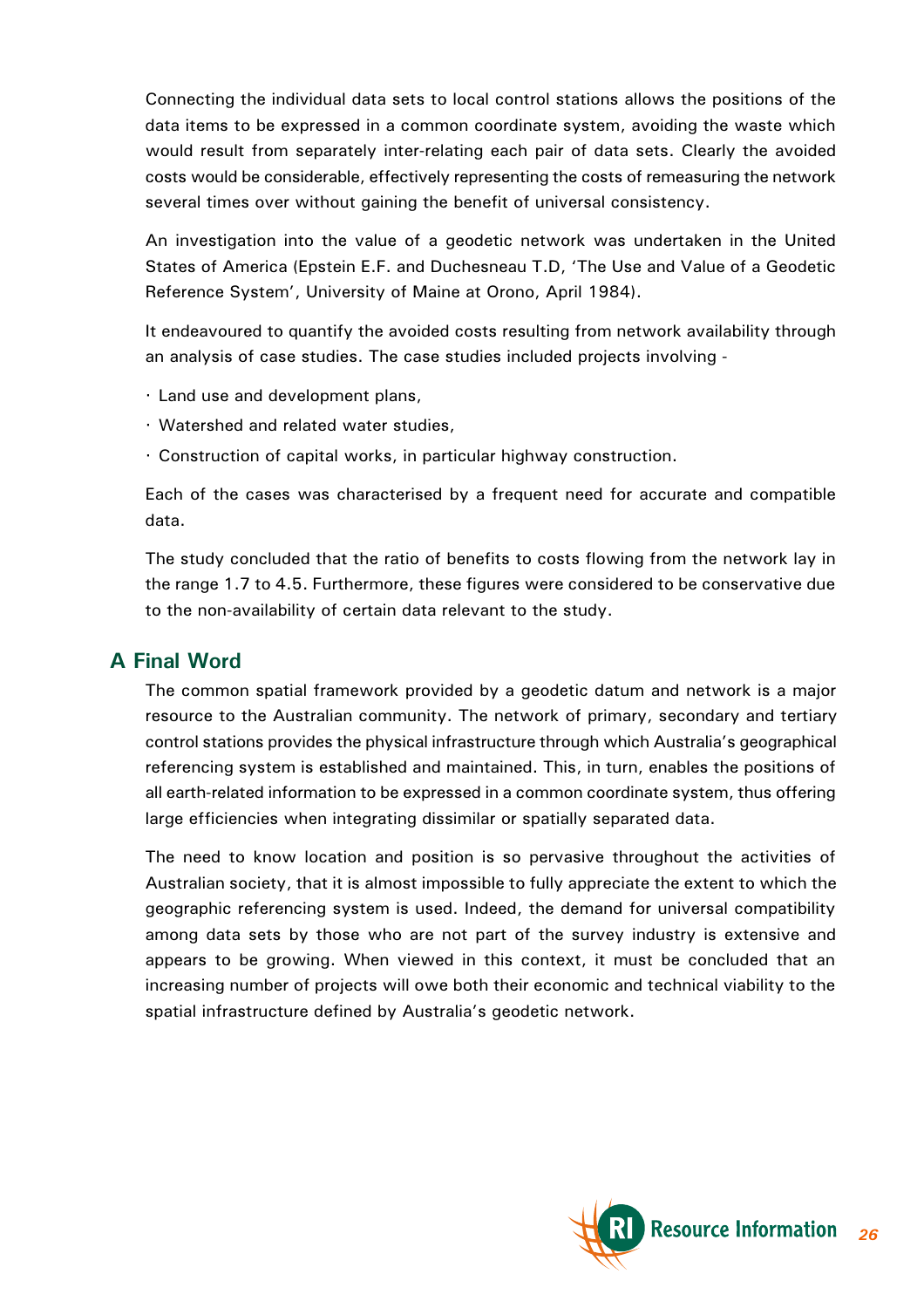Connecting the individual data sets to local control stations allows the positions of the data items to be expressed in a common coordinate system, avoiding the waste which would result from separately inter-relating each pair of data sets. Clearly the avoided costs would be considerable, effectively representing the costs of remeasuring the network several times over without gaining the benefit of universal consistency.

An investigation into the value of a geodetic network was undertaken in the United States of America (Epstein E.F. and Duchesneau T.D, 'The Use and Value of a Geodetic Reference System', University of Maine at Orono, April 1984).

It endeavoured to quantify the avoided costs resulting from network availability through an analysis of case studies. The case studies included projects involving -

- Land use and development plans,
- Watershed and related water studies,
- Construction of capital works, in particular highway construction.

Each of the cases was characterised by a frequent need for accurate and compatible data.

The study concluded that the ratio of benefits to costs flowing from the network lay in the range 1.7 to 4.5. Furthermore, these figures were considered to be conservative due to the non-availability of certain data relevant to the study.

## A Final Word

The common spatial framework provided by a geodetic datum and network is a major resource to the Australian community. The network of primary, secondary and tertiary control stations provides the physical infrastructure through which Australia's geographical referencing system is established and maintained. This, in turn, enables the positions of all earth-related information to be expressed in a common coordinate system, thus offering large efficiencies when integrating dissimilar or spatially separated data.

The need to know location and position is so pervasive throughout the activities of Australian society, that it is almost impossible to fully appreciate the extent to which the geographic referencing system is used. Indeed, the demand for universal compatibility among data sets by those who are not part of the survey industry is extensive and appears to be growing. When viewed in this context, it must be concluded that an increasing number of projects will owe both their economic and technical viability to the spatial infrastructure defined by Australia's geodetic network.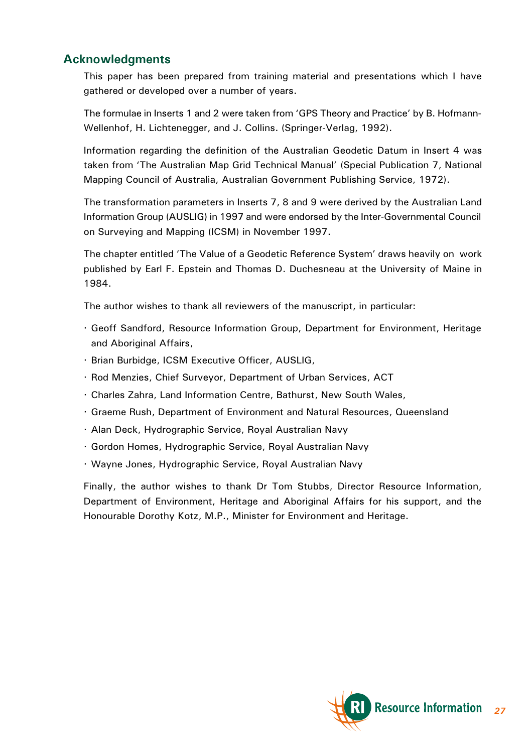## Acknowledgments

This paper has been prepared from training material and presentations which I have gathered or developed over a number of years.

The formulae in Inserts 1 and 2 were taken from 'GPS Theory and Practice' by B. Hofmann-Wellenhof, H. Lichtenegger, and J. Collins. (Springer-Verlag, 1992).

Information regarding the definition of the Australian Geodetic Datum in Insert 4 was taken from 'The Australian Map Grid Technical Manual' (Special Publication 7, National Mapping Council of Australia, Australian Government Publishing Service, 1972).

The transformation parameters in Inserts 7, 8 and 9 were derived by the Australian Land Information Group (AUSLIG) in 1997 and were endorsed by the Inter-Governmental Council on Surveying and Mapping (ICSM) in November 1997.

The chapter entitled 'The Value of a Geodetic Reference System' draws heavily on work published by Earl F. Epstein and Thomas D. Duchesneau at the University of Maine in 1984.

The author wishes to thank all reviewers of the manuscript, in particular:

- Geoff Sandford, Resource Information Group, Department for Environment, Heritage and Aboriginal Affairs,
- Brian Burbidge, ICSM Executive Officer, AUSLIG,
- Rod Menzies, Chief Surveyor, Department of Urban Services, ACT
- Charles Zahra, Land Information Centre, Bathurst, New South Wales,
- Graeme Rush, Department of Environment and Natural Resources, Queensland
- Alan Deck, Hydrographic Service, Royal Australian Navy
- Gordon Homes, Hydrographic Service, Royal Australian Navy
- Wayne Jones, Hydrographic Service, Royal Australian Navy

Finally, the author wishes to thank Dr Tom Stubbs, Director Resource Information, Department of Environment, Heritage and Aboriginal Affairs for his support, and the Honourable Dorothy Kotz, M.P., Minister for Environment and Heritage.